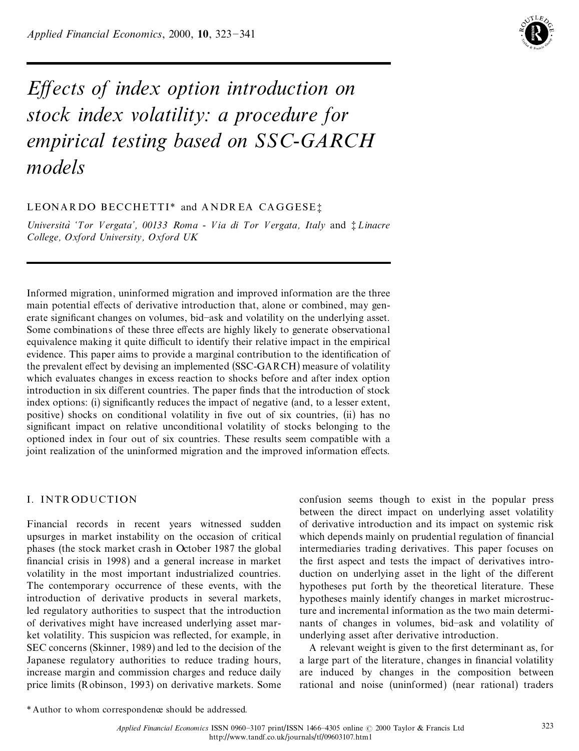# *Effects of index option introduction on stock index volatility: a procedure for empirical testing based on SSC-GARCH models*

LEONARDO BECCHETTI* and ANDREA CAGGESE‡

*Università 'Tor Vergata', 00133 Roma - Via di Tor Vergata, Italy* and ‡ *Linacre College, Oxford University, Oxford UK*

Informed migration, uninformed migration and improved information are the three main potential effects of derivative introduction that, alone or combined, may generate significant changes on volumes, bid–ask and volatility on the underlying asset. Some combinations of these three effects are highly likely to generate observational equivalence making it quite difficult to identify their relative impact in the empirical evidence. This paper aims to provide a marginal contribution to the identification of the prevalent effect by devising an implemented (SSC-GARCH) measure of volatility which evaluates changes in excess reaction to shocks before and after index option introduction in six different countries. The paper finds that the introduction of stock index options: (i) significantly reduces the impact of negative (and, to a lesser extent, positive) shocks on conditional volatility in five out of six countries, (ii) has no significant impact on relative unconditional volatility of stocks belonging to the optioned index in four out of six countries. These results seem compatible with a joint realization of the uninformed migration and the improved information effects.

## I. INTRODUCTION

Financial records in recent years witnessed sudden upsurges in market instability on the occasion of critical phases (the stock market crash in October 1987 the global financial crisis in 1998) and a general increase in market volatility in the most important industrialized countries. The contemporary occurrence of these events, with the introduction of derivative products in several markets, led regulatory authorities to suspect that the introduction of derivatives might have increased underlying asset market volatility. This suspicion was reflected, for example, in SEC concerns (Skinner, 1989) and led to the decision of the Japanese regulatory authorities to reduce trading hours, increase margin and commission charges and reduce daily price limits (Robinson, 1993) on derivative markets. Some confusion seems though to exist in the popular press between the direct impact on underlying asset volatility of derivative introduction and its impact on systemic risk which depends mainly on prudential regulation of financial intermediaries trading derivatives. This paper focuses on the first aspect and tests the impact of derivatives introduction on underlying asset in the light of the different hypotheses put forth by the theoretical literature. These hypotheses mainly identify changes in market microstructure and incremental information as the two main determinants of changes in volumes, bid–ask and volatility of underlying asset after derivative introduction.

A relevant weight is given to the first determinant as, for a large part of the literature, changes in financial volatility are induced by changes in the composition between rational and noise (uninformed) (near rational) traders

* Author to whom correspondence should be addressed.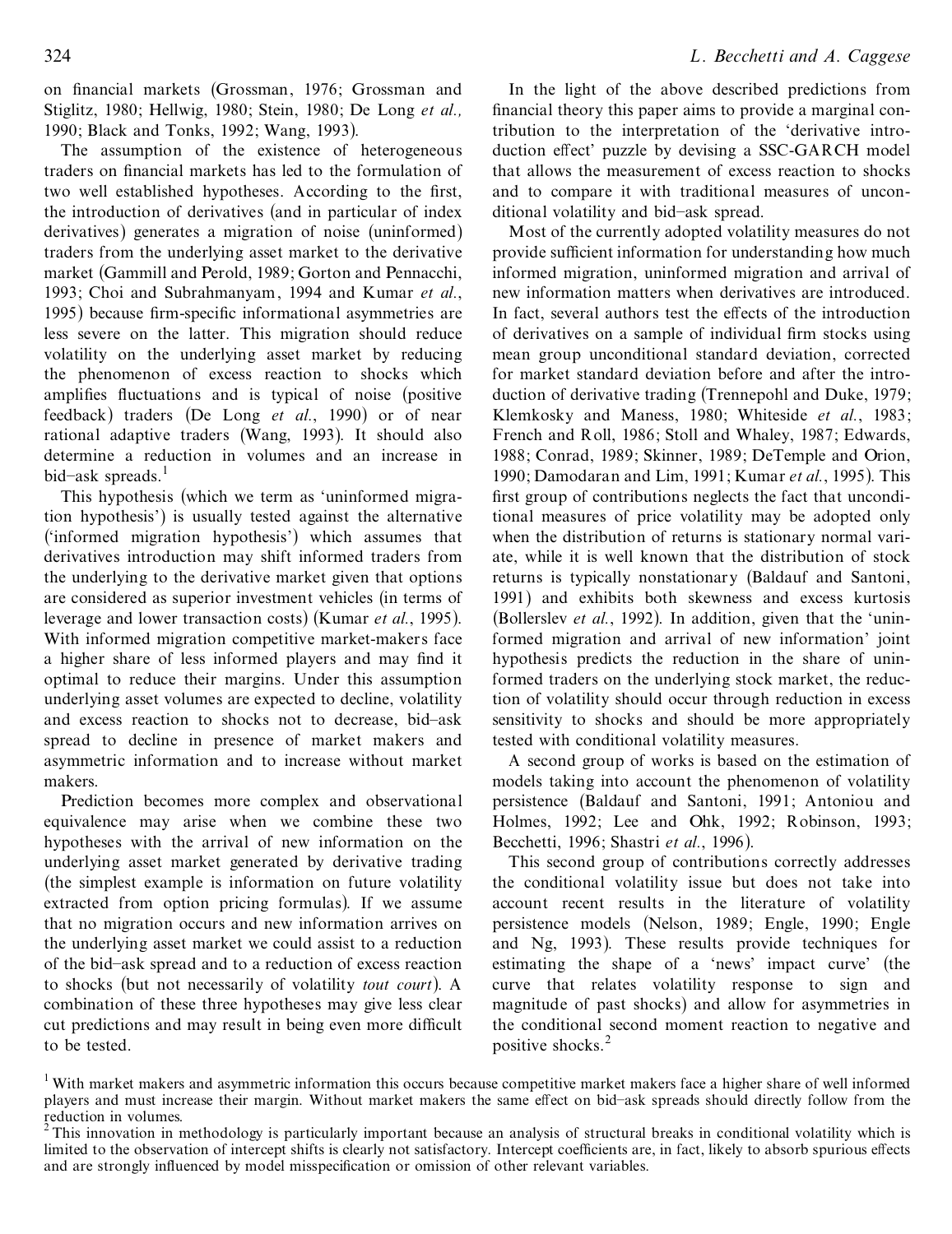on financial markets (Grossman, 1976; Grossman and Stiglitz, 1980; Hellwig, 1980; Stein, 1980; De Long *et al.,* 1990; Black and Tonks, 1992; Wang, 1993).

The assumption of the existence of heterogeneous traders on financial markets has led to the formulation of two well established hypotheses. According to the first, the introduction of derivatives (and in particular of index derivatives) generates a migration of noise (uninformed) traders from the underlying asset market to the derivative market (Gammill and Perold, 1989; Gorton and Pennacchi, 1993; Choi and Subrahmanyam, 1994 and Kumar *et al.*, 1995) because firm-specific informational asymmetries are less severe on the latter. This migration should reduce volatility on the underlying asset market by reducing the phenomenon of excess reaction to shocks which amplifies fluctuations and is typical of noise (positive feedback) traders (De Long *et al.*, 1990) or of near rational adaptive traders (Wang, 1993). It should also determine a reduction in volumes and an increase in bid–ask spreads.[1]

This hypothesis (which we term as 'uninformed migration hypothesis') is usually tested against the alternative ('informed migration hypothesis') which assumes that derivatives introduction may shift informed traders from the underlying to the derivative market given that options are considered as superior investment vehicles (in terms of leverage and lower transaction costs) (Kumar *et al.*, 1995). With informed migration competitive market-makers face a higher share of less informed players and may find it optimal to reduce their margins. Under this assumption underlying asset volumes are expected to decline, volatility and excess reaction to shocks not to decrease, bid–ask spread to decline in presence of market makers and asymmetric information and to increase without market makers.

Prediction becomes more complex and observational equivalence may arise when we combine these two hypotheses with the arrival of new information on the underlying asset market generated by derivative trading (the simplest example is information on future volatility extracted from option pricing formulas). If we assume that no migration occurs and new information arrives on the underlying asset market we could assist to a reduction of the bid–ask spread and to a reduction of excess reaction to shocks (but not necessarily of volatility *tout court*). A combination of these three hypotheses may give less clear cut predictions and may result in being even more difficult to be tested.

In the light of the above described predictions from financial theory this paper aims to provide a marginal contribution to the interpretation of the 'derivative introduction effect' puzzle by devising a SSC-GARCH model that allows the measurement of excess reaction to shocks and to compare it with traditional measures of unconditional volatility and bid–ask spread.

Most of the currently adopted volatility measures do not provide sufficient information for understanding how much informed migration, uninformed migration and arrival of new information matters when derivatives are introduced. In fact, several authors test the effects of the introduction of derivatives on a sample of individual firm stocks using mean group unconditional standard deviation, corrected for market standard deviation before and after the introduction of derivative trading (Trennepohl and Duke, 1979; Klemkosky and Maness, 1980; Whiteside *et al.*, 1983; French and Roll, 1986; Stoll and Whaley, 1987; Edwards, 1988; Conrad, 1989; Skinner, 1989; DeTemple and Orion, 1990; Damodaran and Lim, 1991; Kumar *et al.*, 1995). This first group of contributions neglects the fact that unconditional measures of price volatility may be adopted only when the distribution of returns is stationary normal variate, while it is well known that the distribution of stock returns is typically nonstationary (Baldauf and Santoni, 1991) and exhibits both skewness and excess kurtosis (Bollerslev *et al.*, 1992). In addition, given that the 'uninformed migration and arrival of new information' joint hypothesis predicts the reduction in the share of uninformed traders on the underlying stock market, the reduction of volatility should occur through reduction in excess sensitivity to shocks and should be more appropriately tested with conditional volatility measures.

A second group of works is based on the estimation of models taking into account the phenomenon of volatility persistence (Baldauf and Santoni, 1991; Antoniou and Holmes, 1992; Lee and Ohk, 1992; Robinson, 1993; Becchetti, 1996; Shastri *et al.*, 1996).

This second group of contributions correctly addresses the conditional volatility issue but does not take into account recent results in the literature of volatility persistence models (Nelson, 1989; Engle, 1990; Engle and Ng, 1993). These results provide techniques for estimating the shape of a 'news' impact curve' (the curve that relates volatility response to sign and magnitude of past shocks) and allow for asymmetries in the conditional second moment reaction to negative and positive shocks.[2]

---

[1] With market makers and asymmetric information this occurs because competitive market makers face a higher share of well informed players and must increase their margin. Without market makers the same effect on bid–ask spreads should directly follow from the reduction in volumes.

[2] This innovation in methodology is particularly important because an analysis of structural breaks in conditional volatility which is limited to the observation of intercept shifts is clearly not satisfactory. Intercept coefficients are, in fact, likely to absorb spurious effects and are strongly influenced by model misspecification or omission of other relevant variables.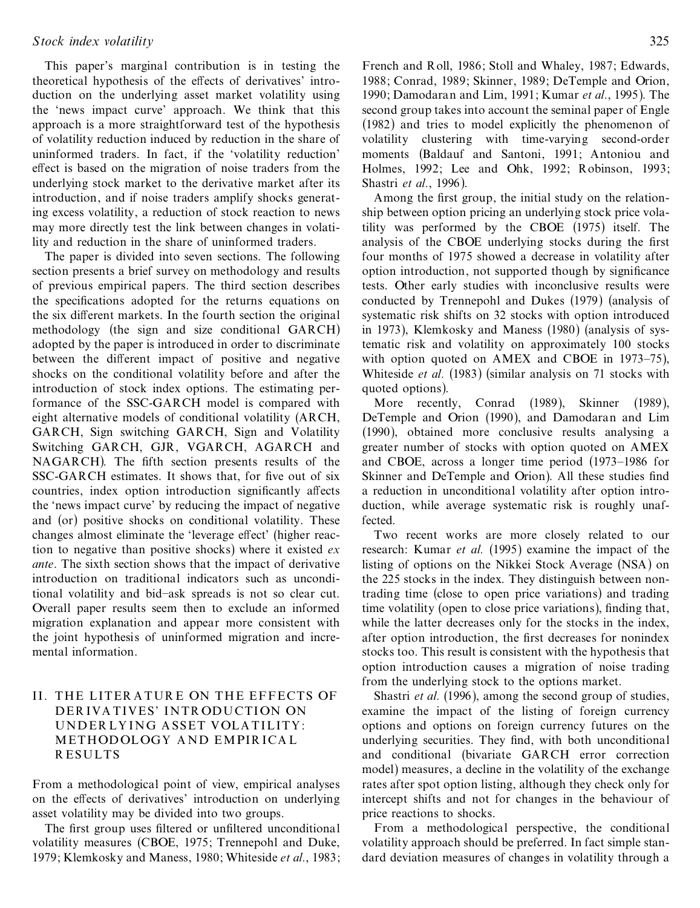This paper's marginal contribution is in testing the theoretical hypothesis of the effects of derivatives' introduction on the underlying asset market volatility using the 'news impact curve' approach. We think that this approach is a more straightforward test of the hypothesis of volatility reduction induced by reduction in the share of uninformed traders. In fact, if the 'volatility reduction' effect is based on the migration of noise traders from the underlying stock market to the derivative market after its introduction, and if noise traders amplify shocks generating excess volatility, a reduction of stock reaction to news may more directly test the link between changes in volatility and reduction in the share of uninformed traders.

The paper is divided into seven sections. The following section presents a brief survey on methodology and results of previous empirical papers. The third section describes the specifications adopted for the returns equations on the six different markets. In the fourth section the original methodology (the sign and size conditional GARCH) adopted by the paper is introduced in order to discriminate between the different impact of positive and negative shocks on the conditional volatility before and after the introduction of stock index options. The estimating performance of the SSC-GARCH model is compared with eight alternative models of conditional volatility (ARCH, GARCH, Sign switching GARCH, Sign and Volatility Switching GARCH, GJR, VGARCH, AGARCH and NAGARCH). The fifth section presents results of the SSC-GARCH estimates. It shows that, for five out of six countries, index option introduction significantly affects the 'news impact curve' by reducing the impact of negative and (or) positive shocks on conditional volatility. These changes almost eliminate the 'leverage effect' (higher reaction to negative than positive shocks) where it existed *ex ante*. The sixth section shows that the impact of derivative introduction on traditional indicators such as unconditional volatility and bid–ask spreads is not so clear cut. Overall paper results seem then to exclude an informed migration explanation and appear more consistent with the joint hypothesis of uninformed migration and incremental information.

## II. THE LITERATURE ON THE EFFECTS OF DERIVATIVES' INTRODUCTION ON UNDERLYING ASSET VOLATILITY: METHODOLOGY AND EMPIRICAL RESULTS

From a methodological point of view, empirical analyses on the effects of derivatives' introduction on underlying asset volatility may be divided into two groups.

The first group uses filtered or unfiltered unconditional volatility measures (CBOE, 1975; Trennepohl and Duke, 1979; Klemkosky and Maness, 1980; Whiteside *et al.*, 1983; French and Roll, 1986; Stoll and Whaley, 1987; Edwards, 1988; Conrad, 1989; Skinner, 1989; DeTemple and Orion, 1990; Damodaran and Lim, 1991; Kumar *et al.*, 1995). The second group takes into account the seminal paper of Engle (1982) and tries to model explicitly the phenomenon of volatility clustering with time-varying second-order moments (Baldauf and Santoni, 1991; Antoniou and Holmes, 1992; Lee and Ohk, 1992; Robinson, 1993; Shastri *et al.*, 1996).

Among the first group, the initial study on the relationship between option pricing an underlying stock price volatility was performed by the CBOE (1975) itself. The analysis of the CBOE underlying stocks during the first four months of 1975 showed a decrease in volatility after option introduction, not supported though by significance tests. Other early studies with inconclusive results were conducted by Trennepohl and Dukes (1979) (analysis of systematic risk shifts on 32 stocks with option introduced in 1973), Klemkosky and Maness (1980) (analysis of systematic risk and volatility on approximately 100 stocks with option quoted on AMEX and CBOE in 1973–75), Whiteside *et al.* (1983) (similar analysis on 71 stocks with quoted options).

More recently, Conrad (1989), Skinner (1989), DeTemple and Orion (1990), and Damodaran and Lim (1990), obtained more conclusive results analysing a greater number of stocks with option quoted on AMEX and CBOE, across a longer time period (1973–1986 for Skinner and DeTemple and Orion). All these studies find a reduction in unconditional volatility after option introduction, while average systematic risk is roughly unaffected.

Two recent works are more closely related to our research: Kumar *et al.* (1995) examine the impact of the listing of options on the Nikkei Stock Average (NSA) on the 225 stocks in the index. They distinguish between nontrading time (close to open price variations) and trading time volatility (open to close price variations), finding that, while the latter decreases only for the stocks in the index, after option introduction, the first decreases for nonindex stocks too. This result is consistent with the hypothesis that option introduction causes a migration of noise trading from the underlying stock to the options market.

Shastri *et al.* (1996), among the second group of studies, examine the impact of the listing of foreign currency options and options on foreign currency futures on the underlying securities. They find, with both unconditional and conditional (bivariate GARCH error correction model) measures, a decline in the volatility of the exchange rates after spot option listing, although they check only for intercept shifts and not for changes in the behaviour of price reactions to shocks.

From a methodological perspective, the conditional volatility approach should be preferred. In fact simple standard deviation measures of changes in volatility through a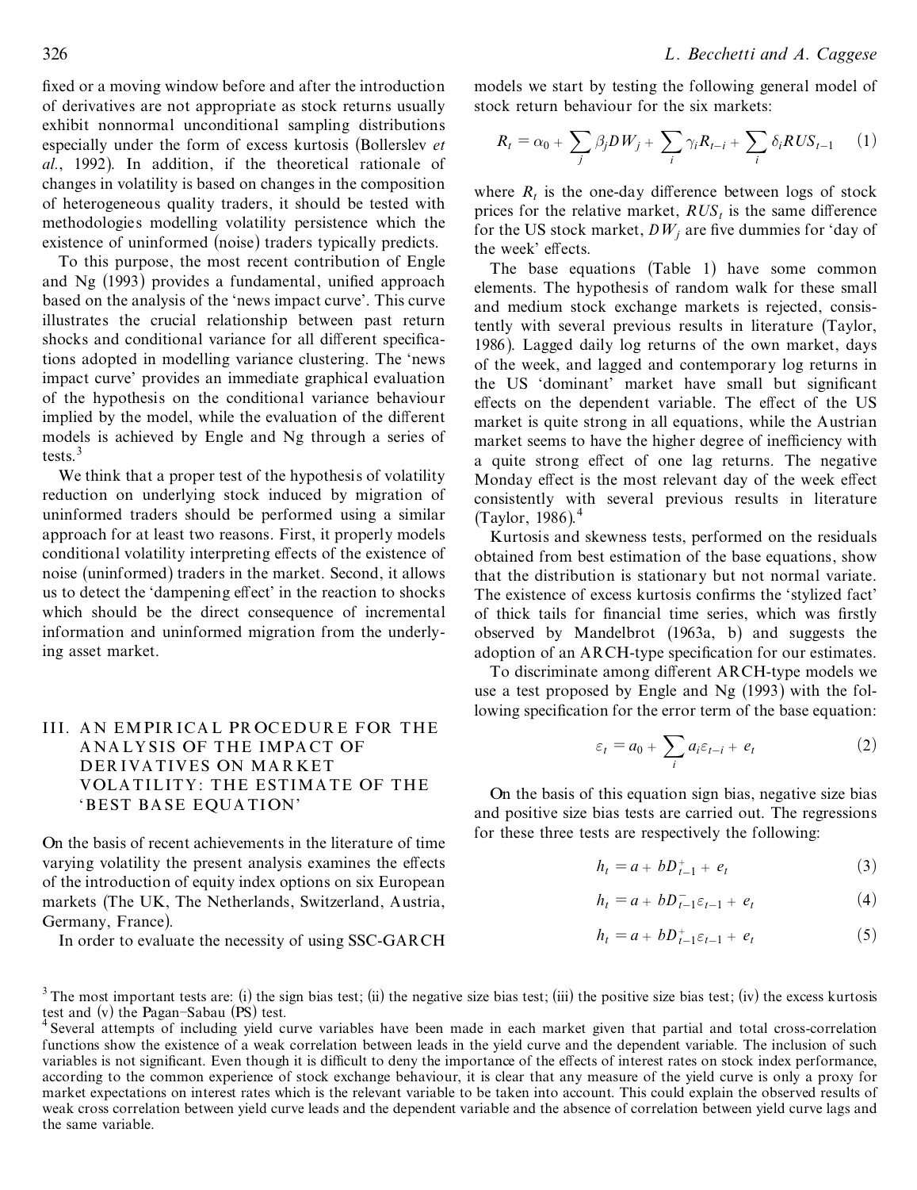fixed or a moving window before and after the introduction of derivatives are not appropriate as stock returns usually exhibit nonnormal unconditional sampling distributions especially under the form of excess kurtosis (Bollerslev *et al.*, 1992). In addition, if the theoretical rationale of changes in volatility is based on changes in the composition of heterogeneous quality traders, it should be tested with methodologies modelling volatility persistence which the existence of uninformed (noise) traders typically predicts.

To this purpose, the most recent contribution of Engle and Ng (1993) provides a fundamental, unified approach based on the analysis of the 'news impact curve'. This curve illustrates the crucial relationship between past return shocks and conditional variance for all different specifications adopted in modelling variance clustering. The 'news impact curve' provides an immediate graphical evaluation of the hypothesis on the conditional variance behaviour implied by the model, while the evaluation of the different models is achieved by Engle and Ng through a series of tests.[3]

We think that a proper test of the hypothesis of volatility reduction on underlying stock induced by migration of uninformed traders should be performed using a similar approach for at least two reasons. First, it properly models conditional volatility interpreting effects of the existence of noise (uninformed) traders in the market. Second, it allows us to detect the 'dampening effect' in the reaction to shocks which should be the direct consequence of incremental information and uninformed migration from the underlying asset market.

## III. AN EMPIRICAL PROCEDURE FOR THE ANALYSIS OF THE IMPACT OF DERIVATIVES ON MARKET VOLATILITY: THE ESTIMATE OF THE 'BEST BASE EQUATION'

On the basis of recent achievements in the literature of time varying volatility the present analysis examines the effects of the introduction of equity index options on six European markets (The UK, The Netherlands, Switzerland, Austria, Germany, France).

In order to evaluate the necessity of using SSC-GARCH models we start by testing the following general model of stock return behaviour for the six markets:

$$R_t = \alpha_0 + \sum_j \beta_j DW_j + \sum_i \gamma_i R_{t-i} + \sum_i \delta_i RUS_{t-1} \quad (1)$$

where $R_t$ is the one-day difference between logs of stock prices for the relative market, $RUS_t$ is the same difference for the US stock market, $DW_j$ are five dummies for 'day of the week' effects.

The base equations (Table 1) have some common elements. The hypothesis of random walk for these small and medium stock exchange markets is rejected, consistently with several previous results in literature (Taylor, 1986). Lagged daily log returns of the own market, days of the week, and lagged and contemporary log returns in the US 'dominant' market have small but significant effects on the dependent variable. The effect of the US market is quite strong in all equations, while the Austrian market seems to have the higher degree of inefficiency with a quite strong effect of one lag returns. The negative Monday effect is the most relevant day of the week effect consistently with several previous results in literature (Taylor, 1986).[4]

Kurtosis and skewness tests, performed on the residuals obtained from best estimation of the base equations, show that the distribution is stationary but not normal variate. The existence of excess kurtosis confirms the 'stylized fact' of thick tails for financial time series, which was firstly observed by Mandelbrot (1963a, b) and suggests the adoption of an ARCH-type specification for our estimates.

To discriminate among different ARCH-type models we use a test proposed by Engle and Ng (1993) with the following specification for the error term of the base equation:

$$\varepsilon_t = a_0 + \sum_i a_i \varepsilon_{t-i} + e_t \quad (2)$$

On the basis of this equation sign bias, negative size bias and positive size bias tests are carried out. The regressions for these three tests are respectively the following:

$$h_t = a + bD^+_{t-1} + e_t \quad (3)$$

$$h_t = a + bD^-_{t-1}\varepsilon_{t-1} + e_t \quad (4)$$

$$h_t = a + bD^+_{t-1}\varepsilon_{t-1} + e_t \quad (5)$$

[3] The most important tests are: (i) the sign bias test; (ii) the negative size bias test; (iii) the positive size bias test; (iv) the excess kurtosis test and (v) the Pagan–Sabau (PS) test.

[4] Several attempts of including yield curve variables have been made in each market given that partial and total cross-correlation functions show the existence of a weak correlation between leads in the yield curve and the dependent variable. The inclusion of such variables is not significant. Even though it is difficult to deny the importance of the effects of interest rates on stock index performance, according to the common experience of stock exchange behaviour, it is clear that any measure of the yield curve is only a proxy for market expectations on interest rates which is the relevant variable to be taken into account. This could explain the observed results of weak cross correlation between yield curve leads and the dependent variable and the absence of correlation between yield curve lags and the same variable.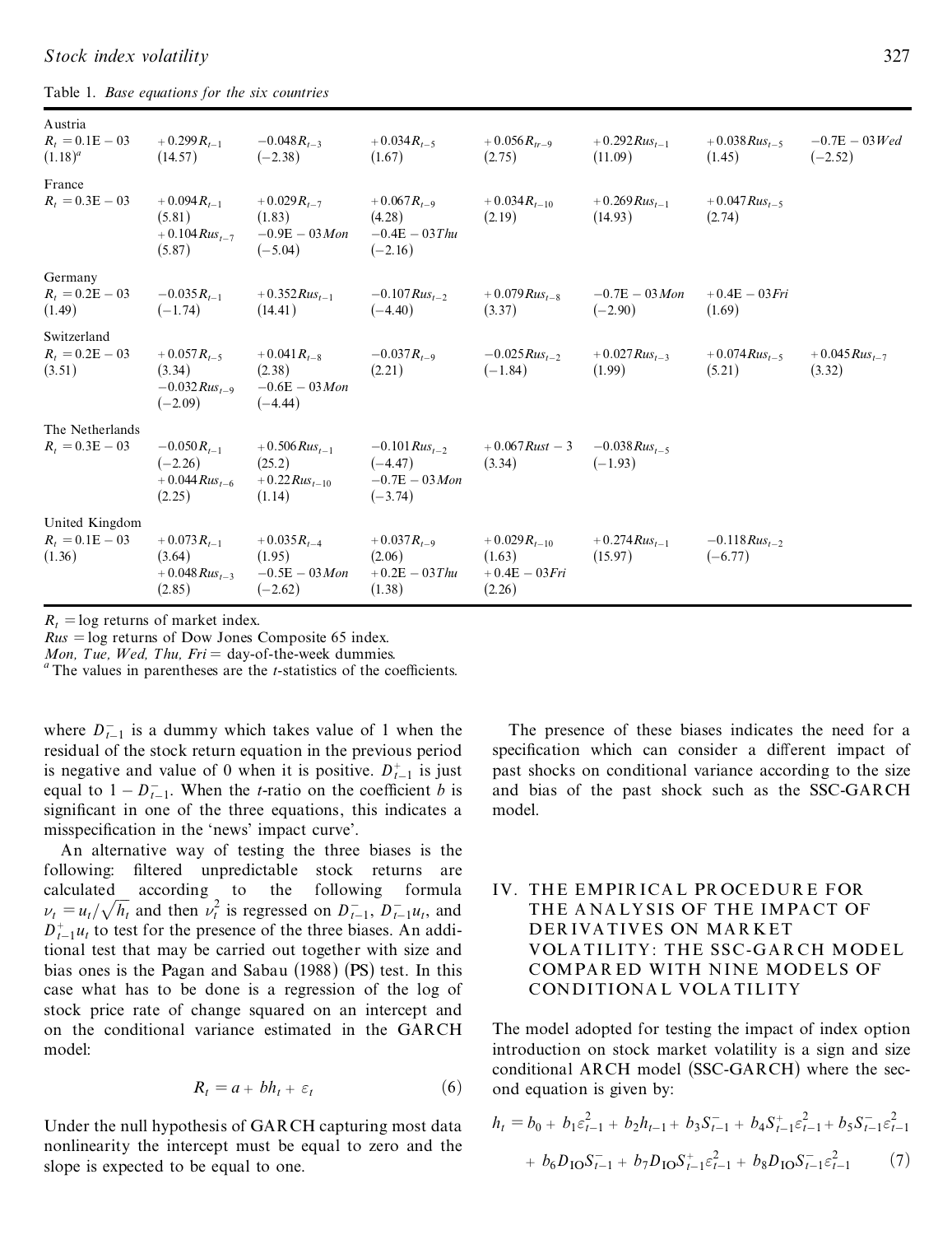Table 1. *Base equations for the six countries*

| | | | | | | | |
|---|---|---|---|---|---|---|---|
| **Austria** | | | | | | | |
| $R_t = 0.1\text{E}-03$ | $+0.299R_{t-1}$ | $-0.048R_{t-3}$ | $+0.034R_{t-5}$ | $+0.056R_{tr-9}$ | $+0.292Rus_{t-1}$ | $+0.038Rus_{t-5}$ | $-0.7\text{E}-03Wed$ |
| (1.18)[a] | (14.57) | (−2.38) | (1.67) | (2.75) | (11.09) | (1.45) | (−2.52) |
| **France** | | | | | | | |
| $R_t = 0.3\text{E}-03$ | $+0.094R_{t-1}$ | $+0.029R_{t-7}$ | $+0.067R_{t-9}$ | $+0.034R_{t-10}$ | $+0.269Rus_{t-1}$ | $+0.047Rus_{t-5}$ | |
| | (5.81) | (1.83) | (4.28) | (2.19) | (14.93) | (2.74) | |
| | $+0.104Rus_{t-7}$ | $-0.9\text{E}-03Mon$ | $-0.4\text{E}-03Thu$ | | | | |
| | (5.87) | (−5.04) | (−2.16) | | | | |
| **Germany** | | | | | | | |
| $R_t = 0.2\text{E}-03$ | $-0.035R_{t-1}$ | $+0.352Rus_{t-1}$ | $-0.107Rus_{t-2}$ | $+0.079Rus_{t-8}$ | $-0.7\text{E}-03Mon$ | $+0.4\text{E}-03Fri$ | |
| (1.49) | (−1.74) | (14.41) | (−4.40) | (3.37) | (−2.90) | (1.69) | |
| **Switzerland** | | | | | | | |
| $R_t = 0.2\text{E}-03$ | $+0.057R_{t-5}$ | $+0.041R_{t-8}$ | $-0.037R_{t-9}$ | $-0.025Rus_{t-2}$ | $+0.027Rus_{t-3}$ | $+0.074Rus_{t-5}$ | $+0.045Rus_{t-7}$ |
| (3.51) | (3.34) | (2.38) | (2.21) | (−1.84) | (1.99) | (5.21) | (3.32) |
| | $-0.032Rus_{t-9}$ | $-0.6\text{E}-03Mon$ | | | | | |
| | (−2.09) | (−4.44) | | | | | |
| **The Netherlands** | | | | | | | |
| $R_t = 0.3\text{E}-03$ | $-0.050R_{t-1}$ | $+0.506Rus_{t-1}$ | $-0.101Rus_{t-2}$ | $+0.067Rust-3$ | $-0.038Rus_{t-5}$ | | |
| | (−2.26) | (25.2) | (−4.47) | (3.34) | (−1.93) | | |
| | $+0.044Rus_{t-6}$ | $+0.22Rus_{t-10}$ | $-0.7\text{E}-03Mon$ | | | | |
| | (2.25) | (1.14) | (−3.74) | | | | |
| **United Kingdom** | | | | | | | |
| $R_t = 0.1\text{E}-03$ | $+0.073R_{t-1}$ | $+0.035R_{t-4}$ | $+0.037R_{t-9}$ | $+0.029R_{t-10}$ | $+0.274Rus_{t-1}$ | $-0.118Rus_{t-2}$ | |
| (1.36) | (3.64) | (1.95) | (2.06) | (1.63) | (15.97) | (−6.77) | |
| | $+0.048Rus_{t-3}$ | $-0.5\text{E}-03Mon$ | $+0.2\text{E}-03Thu$ | $+0.4\text{E}-03Fri$ | | | |
| | (2.85) | (−2.62) | (1.38) | (2.26) | | | |

$R_t$ = log returns of market index.
*Rus* = log returns of Dow Jones Composite 65 index.
*Mon, Tue, Wed, Thu, Fri* = day-of-the-week dummies.
[a] The values in parentheses are the *t*-statistics of the coefficients.

where $D^-_{t-1}$ is a dummy which takes value of 1 when the residual of the stock return equation in the previous period is negative and value of 0 when it is positive. $D^+_{t-1}$ is just equal to $1 - D^-_{t-1}$. When the *t*-ratio on the coefficient *b* is significant in one of the three equations, this indicates a misspecification in the 'news' impact curve'.

An alternative way of testing the three biases is the following: filtered unpredictable stock returns are calculated according to the following formula $\nu_t = u_t/\sqrt{h_t}$ and then $\nu_t^2$ is regressed on $D^-_{t-1}$, $D^-_{t-1}u_t$, and $D^+_{t-1}u_t$ to test for the presence of the three biases. An additional test that may be carried out together with size and bias ones is the Pagan and Sabau (1988) (PS) test. In this case what has to be done is a regression of the log of stock price rate of change squared on an intercept and on the conditional variance estimated in the GARCH model:

$$R_t = a + bh_t + \varepsilon_t \tag{6}$$

Under the null hypothesis of GARCH capturing most data nonlinearity the intercept must be equal to zero and the slope is expected to be equal to one.

The presence of these biases indicates the need for a specification which can consider a different impact of past shocks on conditional variance according to the size and bias of the past shock such as the SSC-GARCH model.

## IV. THE EMPIRICAL PROCEDURE FOR THE ANALYSIS OF THE IMPACT OF DERIVATIVES ON MARKET VOLATILITY: THE SSC-GARCH MODEL COMPARED WITH NINE MODELS OF CONDITIONAL VOLATILITY

The model adopted for testing the impact of index option introduction on stock market volatility is a sign and size conditional ARCH model (SSC-GARCH) where the second equation is given by:

$$h_t = b_0 + b_1\varepsilon^2_{t-1} + b_2h_{t-1} + b_3S^-_{t-1} + b_4S^+_{t-1}\varepsilon^2_{t-1} + b_5S^-_{t-1}\varepsilon^2_{t-1} + b_6D_{\text{IO}}S^-_{t-1} + b_7D_{\text{IO}}S^+_{t-1}\varepsilon^2_{t-1} + b_8D_{\text{IO}}S^-_{t-1}\varepsilon^2_{t-1} \tag{7}$$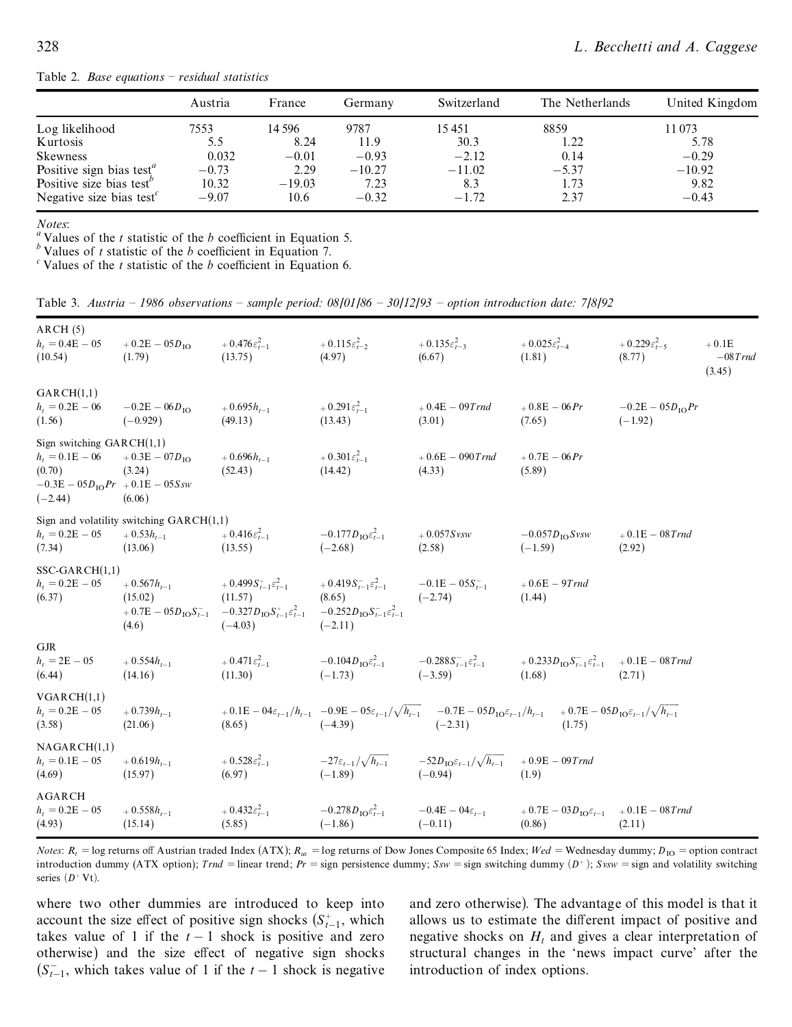Table 2. *Base equations – residual statistics*

| | Austria | France | Germany | Switzerland | The Netherlands | United Kingdom |
|---|---|---|---|---|---|---|
| Log likelihood | 7553 | 14 596 | 9787 | 15 451 | 8859 | 11 073 |
| Kurtosis | 5.5 | 8.24 | 11.9 | 30.3 | 1.22 | 5.78 |
| Skewness | 0.032 | −0.01 | −0.93 | −2.12 | 0.14 | −0.29 |
| Positive sign bias test[a] | −0.73 | 2.29 | −10.27 | −11.02 | −5.37 | −10.92 |
| Positive size bias test[b] | 10.32 | −19.03 | 7.23 | 8.3 | 1.73 | 9.82 |
| Negative size bias test[c] | −9.07 | 10.6 | −0.32 | −1.72 | 2.37 | −0.43 |

*Notes*:
[a] Values of the $t$ statistic of the $b$ coefficient in Equation 5.
[b] Values of $t$ statistic of the $b$ coefficient in Equation 7.
[c] Values of the $t$ statistic of the $b$ coefficient in Equation 6.

Table 3. *Austria – 1986 observations – sample period: 08/01/86 – 30/12/93 – option introduction date: 7/8/92*

ARCH (5)

| | | | | | | | |
|---|---|---|---|---|---|---|---|
| $h_t = 0.4\text{E}-05$ | $+0.2\text{E}-05D_{\text{IO}}$ | $+0.476\varepsilon_{t-1}^2$ | $+0.115\varepsilon_{t-2}^2$ | $+0.135\varepsilon_{t-3}^2$ | $+0.025\varepsilon_{t-4}^2$ | $+0.229\varepsilon_{t-5}^2$ | $+0.1\text{E}-08Trnd$ |
| (10.54) | (1.79) | (13.75) | (4.97) | (6.67) | (1.81) | (8.77) | (3.45) |

GARCH(1,1)

| | | | | | | |
|---|---|---|---|---|---|---|
| $h_t = 0.2\text{E}-06$ | $-0.2\text{E}-06D_{\text{IO}}$ | $+0.695h_{t-1}$ | $+0.291\varepsilon_{t-1}^2$ | $+0.4\text{E}-09Trnd$ | $+0.8\text{E}-06Pr$ | $-0.2\text{E}-05D_{\text{IO}}Pr$ |
| (1.56) | (−0.929) | (49.13) | (13.43) | (3.01) | (7.65) | (−1.92) |

Sign switching GARCH(1,1)

| | | | | | |
|---|---|---|---|---|---|
| $h_t = 0.1\text{E}-06$ | $+0.3\text{E}-07D_{\text{IO}}$ | $+0.696h_{t-1}$ | $+0.301\varepsilon_{t-1}^2$ | $+0.6\text{E}-090Trnd$ | $+0.7\text{E}-06Pr$ |
| (0.70) | (3.24) | (52.43) | (14.42) | (4.33) | (5.89) |
| $-0.3\text{E}-05D_{\text{IO}}Pr$ | $+0.1\text{E}-05Ssw$ | | | | |
| (−2.44) | (6.06) | | | | |

Sign and volatility switching GARCH(1,1)

| | | | | | | |
|---|---|---|---|---|---|---|
| $h_t = 0.2\text{E}-05$ | $+0.53h_{t-1}$ | $+0.416\varepsilon_{t-1}^2$ | $-0.177D_{\text{IO}}\varepsilon_{t-1}^2$ | $+0.057Svsw$ | $-0.057D_{\text{IO}}Svsw$ | $+0.1\text{E}-08Trnd$ |
| (7.34) | (13.06) | (13.55) | (−2.68) | (2.58) | (−1.59) | (2.92) |

SSC-GARCH(1,1)

| | | | | | |
|---|---|---|---|---|---|
| $h_t = 0.2\text{E}-05$ | $+0.567h_{t-1}$ | $+0.499S_{t-1}^{+}\varepsilon_{t-1}^2$ | $+0.419S_{t-1}^{-}\varepsilon_{t-1}^2$ | $-0.1\text{E}-05S_{t-1}^{-}$ | $+0.6\text{E}-9Trnd$ |
| (6.37) | (15.02) | (11.57) | (8.65) | (−2.74) | (1.44) |
| | $+0.7\text{E}-05D_{\text{IO}}S_{t-1}^{-}$ | $-0.327D_{\text{IO}}S_{t-1}^{+}\varepsilon_{t-1}^2$ | $-0.252D_{\text{IO}}S_{t-1}^{-}\varepsilon_{t-1}^2$ | | |
| | (4.6) | (−4.03) | (−2.11) | | |

GJR

| | | | | | | |
|---|---|---|---|---|---|---|
| $h_t = 2\text{E}-05$ | $+0.554h_{t-1}$ | $+0.471\varepsilon_{t-1}^2$ | $-0.104D_{\text{IO}}\varepsilon_{t-1}^2$ | $-0.288S_{t-1}^{-}\varepsilon_{t-1}^2$ | $+0.233D_{\text{IO}}S_{t-1}^{-}\varepsilon_{t-1}^2$ | $+0.1\text{E}-08Trnd$ |
| (6.44) | (14.16) | (11.30) | (−1.73) | (−3.59) | (1.68) | (2.71) |

VGARCH(1,1)

| | | | | | |
|---|---|---|---|---|---|
| $h_t = 0.2\text{E}-05$ | $+0.739h_{t-1}$ | $+0.1\text{E}-04\varepsilon_{t-1}/h_{t-1}$ | $-0.9\text{E}-05\varepsilon_{t-1}/\sqrt{h_{t-1}}$ | $-0.7\text{E}-05D_{\text{IO}}\varepsilon_{t-1}/h_{t-1}$ | $+0.7\text{E}-05D_{\text{IO}}\varepsilon_{t-1}/\sqrt{h_{t-1}}$ |
| (3.58) | (21.06) | (8.65) | (−4.39) | (−2.31) | (1.75) |

NAGARCH(1,1)

| | | | | | |
|---|---|---|---|---|---|
| $h_t = 0.1\text{E}-05$ | $+0.619h_{t-1}$ | $+0.528\varepsilon_{t-1}^2$ | $-27\varepsilon_{t-1}/\sqrt{h_{t-1}}$ | $-52D_{\text{IO}}\varepsilon_{t-1}/\sqrt{h_{t-1}}$ | $+0.9\text{E}-09Trnd$ |
| (4.69) | (15.97) | (6.97) | (−1.89) | (−0.94) | (1.9) |

AGARCH

| | | | | | | |
|---|---|---|---|---|---|---|
| $h_t = 0.2\text{E}-05$ | $+0.558h_{t-1}$ | $+0.432\varepsilon_{t-1}^2$ | $-0.278D_{\text{IO}}\varepsilon_{t-1}^2$ | $-0.4\text{E}-04\varepsilon_{t-1}$ | $+0.7\text{E}-03D_{\text{IO}}\varepsilon_{t-1}$ | $+0.1\text{E}-08Trnd$ |
| (4.93) | (15.14) | (5.85) | (−1.86) | (−0.11) | (0.86) | (2.11) |

*Notes*: $R_t$ = log returns off Austrian traded Index (ATX); $R_{us}$ = log returns of Dow Jones Composite 65 Index; $Wed$ = Wednesday dummy; $D_{\text{IO}}$ = option contract introduction dummy (ATX option); $Trnd$ = linear trend; $Pr$ = sign persistence dummy; $Ssw$ = sign switching dummy ($D^{+}$); $Svsw$ = sign and volatility switching series ($D^{+}$ Vt).

where two other dummies are introduced to keep into account the size effect of positive sign shocks ($S_{t-1}^{+}$, which takes value of 1 if the $t-1$ shock is positive and zero otherwise) and the size effect of negative sign shocks ($S_{t-1}^{-}$, which takes value of 1 if the $t-1$ shock is negative and zero otherwise). The advantage of this model is that it allows us to estimate the different impact of positive and negative shocks on $H_t$ and gives a clear interpretation of structural changes in the 'news impact curve' after the introduction of index options.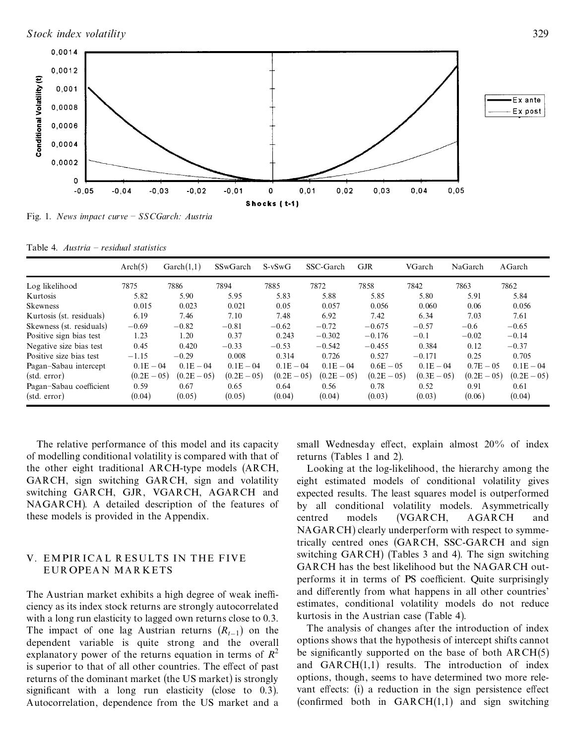Fig. 1. *News impact curve – SSCGarch: Austria*

Table 4. *Austria – residual statistics*

| | Arch(5) | Garch(1,1) | SSwGarch | S-vSwG | SSC-Garch | GJR | VGarch | NaGarch | AGarch |
|---|---|---|---|---|---|---|---|---|---|
| Log likelihood | 7875 | 7886 | 7894 | 7885 | 7872 | 7858 | 7842 | 7863 | 7862 |
| Kurtosis | 5.82 | 5.90 | 5.95 | 5.83 | 5.88 | 5.85 | 5.80 | 5.91 | 5.84 |
| Skewness | 0.015 | 0.023 | 0.021 | 0.05 | 0.057 | 0.056 | 0.060 | 0.06 | 0.056 |
| Kurtosis (st. residuals) | 6.19 | 7.46 | 7.10 | 7.48 | 6.92 | 7.42 | 6.34 | 7.03 | 7.61 |
| Skewness (st. residuals) | −0.69 | −0.82 | −0.81 | −0.62 | −0.72 | −0.675 | −0.57 | −0.6 | −0.65 |
| Positive sign bias test | 1.23 | 1.20 | 0.37 | 0.243 | −0.302 | −0.176 | −0.1 | −0.02 | −0.14 |
| Negative size bias test | 0.45 | 0.420 | −0.33 | −0.53 | −0.542 | −0.455 | 0.384 | 0.12 | −0.37 |
| Positive size bias test | −1.15 | −0.29 | 0.008 | 0.314 | 0.726 | 0.527 | −0.171 | 0.25 | 0.705 |
| Pagan–Sabau intercept | 0.1E − 04 | 0.1E − 04 | 0.1E − 04 | 0.1E − 04 | 0.1E − 04 | 0.6E − 05 | 0.1E − 04 | 0.7E − 05 | 0.1E − 04 |
| (std. error) | (0.2E − 05) | (0.2E − 05) | (0.2E − 05) | (0.2E − 05) | (0.2E − 05) | (0.2E − 05) | (0.3E − 05) | (0.2E − 05) | (0.2E − 05) |
| Pagan–Sabau coefficient | 0.59 | 0.67 | 0.65 | 0.64 | 0.56 | 0.78 | 0.52 | 0.91 | 0.61 |
| (std. error) | (0.04) | (0.05) | (0.05) | (0.04) | (0.04) | (0.03) | (0.03) | (0.06) | (0.04) |

The relative performance of this model and its capacity of modelling conditional volatility is compared with that of the other eight traditional ARCH-type models (ARCH, GARCH, sign switching GARCH, sign and volatility switching GARCH, GJR, VGARCH, AGARCH and NAGARCH). A detailed description of the features of these models is provided in the Appendix.

## V. EMPIRICAL RESULTS IN THE FIVE EUROPEAN MARKETS

The Austrian market exhibits a high degree of weak inefficiency as its index stock returns are strongly autocorrelated with a long run elasticity to lagged own returns close to 0.3. The impact of one lag Austrian returns ($R_{t-1}$) on the dependent variable is quite strong and the overall explanatory power of the returns equation in terms of $R^2$ is superior to that of all other countries. The effect of past returns of the dominant market (the US market) is strongly significant with a long run elasticity (close to 0.3). Autocorrelation, dependence from the US market and a small Wednesday effect, explain almost 20% of index returns (Tables 1 and 2).

Looking at the log-likelihood, the hierarchy among the eight estimated models of conditional volatility gives expected results. The least squares model is outperformed by all conditional volatility models. Asymmetrically centred models (VGARCH, AGARCH and NAGARCH) clearly underperform with respect to symmetrically centred ones (GARCH, SSC-GARCH and sign switching GARCH) (Tables 3 and 4). The sign switching GARCH has the best likelihood but the NAGARCH outperforms it in terms of PS coefficient. Quite surprisingly and differently from what happens in all other countries' estimates, conditional volatility models do not reduce kurtosis in the Austrian case (Table 4).

The analysis of changes after the introduction of index options shows that the hypothesis of intercept shifts cannot be significantly supported on the base of both ARCH(5) and GARCH(1,1) results. The introduction of index options, though, seems to have determined two more relevant effects: (i) a reduction in the sign persistence effect (confirmed both in GARCH(1,1) and sign switching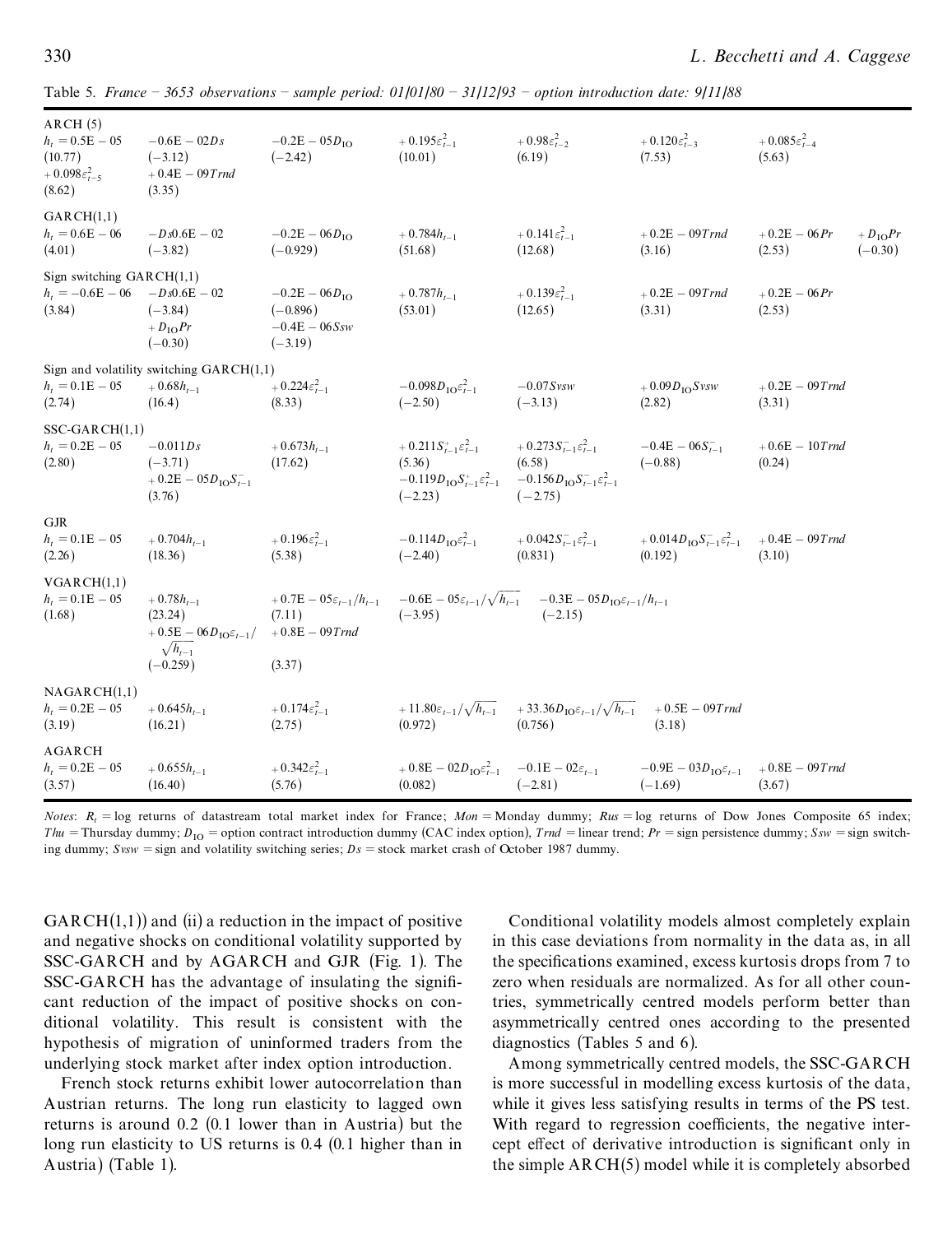Table 5. *France – 3653 observations – sample period: 01/01/80 – 31/12/93 – option introduction date: 9/11/88*

| | | | | | | | |
|---|---|---|---|---|---|---|---|
| ARCH (5) | | | | | | | |
| $h_t = 0.5E-05$ | $-0.6E-02Ds$ | $-0.2E-05D_{IO}$ | $+0.195\varepsilon_{t-1}^2$ | $+0.98\varepsilon_{t-2}^2$ | $+0.120\varepsilon_{t-3}^2$ | $+0.085\varepsilon_{t-4}^2$ | |
| (10.77) | (−3.12) | (−2.42) | (10.01) | (6.19) | (7.53) | (5.63) | |
| $+0.098\varepsilon_{t-5}^2$ | $+0.4E-09Trnd$ | | | | | | |
| (8.62) | (3.35) | | | | | | |
| GARCH(1,1) | | | | | | | |
| $h_t = 0.6E-06$ | $-Ds0.6E-02$ | $-0.2E-06D_{IO}$ | $+0.784h_{t-1}$ | $+0.141\varepsilon_{t-1}^2$ | $+0.2E-09Trnd$ | $+0.2E-06Pr$ | $+D_{IO}Pr$ |
| (4.01) | (−3.82) | (−0.929) | (51.68) | (12.68) | (3.16) | (2.53) | (−0.30) |
| Sign switching GARCH(1,1) | | | | | | | |
| $h_t = -0.6E-06$ | $-Ds0.6E-02$ | $-0.2E-06D_{IO}$ | $+0.787h_{t-1}$ | $+0.139\varepsilon_{t-1}^2$ | $+0.2E-09Trnd$ | $+0.2E-06Pr$ | |
| (3.84) | (−3.84) | (−0.896) | (53.01) | (12.65) | (3.31) | (2.53) | |
| | $+D_{IO}Pr$ | $-0.4E-06Ssw$ | | | | | |
| | (−0.30) | (−3.19) | | | | | |
| Sign and volatility switching GARCH(1,1) | | | | | | | |
| $h_t = 0.1E-05$ | $+0.68h_{t-1}$ | $+0.224\varepsilon_{t-1}^2$ | $-0.098D_{IO}\varepsilon_{t-1}^2$ | $-0.07Svsw$ | $+0.09D_{IO}Svsw$ | $+0.2E-09Trnd$ | |
| (2.74) | (16.4) | (8.33) | (−2.50) | (−3.13) | (2.82) | (3.31) | |
| SSC-GARCH(1,1) | | | | | | | |
| $h_t = 0.2E-05$ | $-0.011Ds$ | $+0.673h_{t-1}$ | $+0.211S_{t-1}^{+}\varepsilon_{t-1}^2$ | $+0.273S_{t-1}^{-}\varepsilon_{t-1}^2$ | $-0.4E-06S_{t-1}^{-}$ | $+0.6E-10Trnd$ | |
| (2.80) | (−3.71) | (17.62) | (5.36) | (6.58) | (−0.88) | (0.24) | |
| | $+0.2E-05D_{IO}S_{t-1}^{-}$ | | $-0.119D_{IO}S_{t-1}^{+}\varepsilon_{t-1}^2$ | $-0.156D_{IO}S_{t-1}^{-}\varepsilon_{t-1}^2$ | | | |
| | (3.76) | | (−2.23) | (−2.75) | | | |
| GJR | | | | | | | |
| $h_t = 0.1E-05$ | $+0.704h_{t-1}$ | $+0.196\varepsilon_{t-1}^2$ | $-0.114D_{IO}\varepsilon_{t-1}^2$ | $+0.042S_{t-1}^{-}\varepsilon_{t-1}^2$ | $+0.014D_{IO}S_{t-1}^{-}\varepsilon_{t-1}^2$ | $+0.4E-09Trnd$ | |
| (2.26) | (18.36) | (5.38) | (−2.40) | (0.831) | (0.192) | (3.10) | |
| VGARCH(1,1) | | | | | | | |
| $h_t = 0.1E-05$ | $+0.78h_{t-1}$ | $+0.7E-05\varepsilon_{t-1}/h_{t-1}$ | $-0.6E-05\varepsilon_{t-1}/\sqrt{h_{t-1}}$ | $-0.3E-05D_{IO}\varepsilon_{t-1}/h_{t-1}$ | | | |
| (1.68) | (23.24) | (7.11) | (−3.95) | (−2.15) | | | |
| | $+0.5E-06D_{IO}\varepsilon_{t-1}/\sqrt{h_{t-1}}$ | $+0.8E-09Trnd$ | | | | | |
| | (−0.259) | (3.37) | | | | | |
| NAGARCH(1,1) | | | | | | | |
| $h_t = 0.2E-05$ | $+0.645h_{t-1}$ | $+0.174\varepsilon_{t-1}^2$ | $+11.80\varepsilon_{t-1}/\sqrt{h_{t-1}}$ | $+33.36D_{IO}\varepsilon_{t-1}/\sqrt{h_{t-1}}$ | $+0.5E-09Trnd$ | | |
| (3.19) | (16.21) | (2.75) | (0.972) | (0.756) | (3.18) | | |
| AGARCH | | | | | | | |
| $h_t = 0.2E-05$ | $+0.655h_{t-1}$ | $+0.342\varepsilon_{t-1}^2$ | $+0.8E-02D_{IO}\varepsilon_{t-1}^2$ | $-0.1E-02\varepsilon_{t-1}$ | $-0.9E-03D_{IO}\varepsilon_{t-1}$ | $+0.8E-09Trnd$ | |
| (3.57) | (16.40) | (5.76) | (0.082) | (−2.81) | (−1.69) | (3.67) | |

*Notes*: $R_t$ = log returns of datastream total market index for France; *Mon* = Monday dummy; *Rus* = log returns of Dow Jones Composite 65 index; *Thu* = Thursday dummy; $D_{IO}$ = option contract introduction dummy (CAC index option), *Trnd* = linear trend; *Pr* = sign persistence dummy; *Ssw* = sign switching dummy; *Svsw* = sign and volatility switching series; *Ds* = stock market crash of October 1987 dummy.

GARCH(1,1)) and (ii) a reduction in the impact of positive and negative shocks on conditional volatility supported by SSC-GARCH and by AGARCH and GJR (Fig. 1). The SSC-GARCH has the advantage of insulating the significant reduction of the impact of positive shocks on conditional volatility. This result is consistent with the hypothesis of migration of uninformed traders from the underlying stock market after index option introduction.

French stock returns exhibit lower autocorrelation than Austrian returns. The long run elasticity to lagged own returns is around 0.2 (0.1 lower than in Austria) but the long run elasticity to US returns is 0.4 (0.1 higher than in Austria) (Table 1).

Conditional volatility models almost completely explain in this case deviations from normality in the data as, in all the specifications examined, excess kurtosis drops from 7 to zero when residuals are normalized. As for all other countries, symmetrically centred models perform better than asymmetrically centred ones according to the presented diagnostics (Tables 5 and 6).

Among symmetrically centred models, the SSC-GARCH is more successful in modelling excess kurtosis of the data, while it gives less satisfying results in terms of the PS test. With regard to regression coefficients, the negative intercept effect of derivative introduction is significant only in the simple ARCH(5) model while it is completely absorbed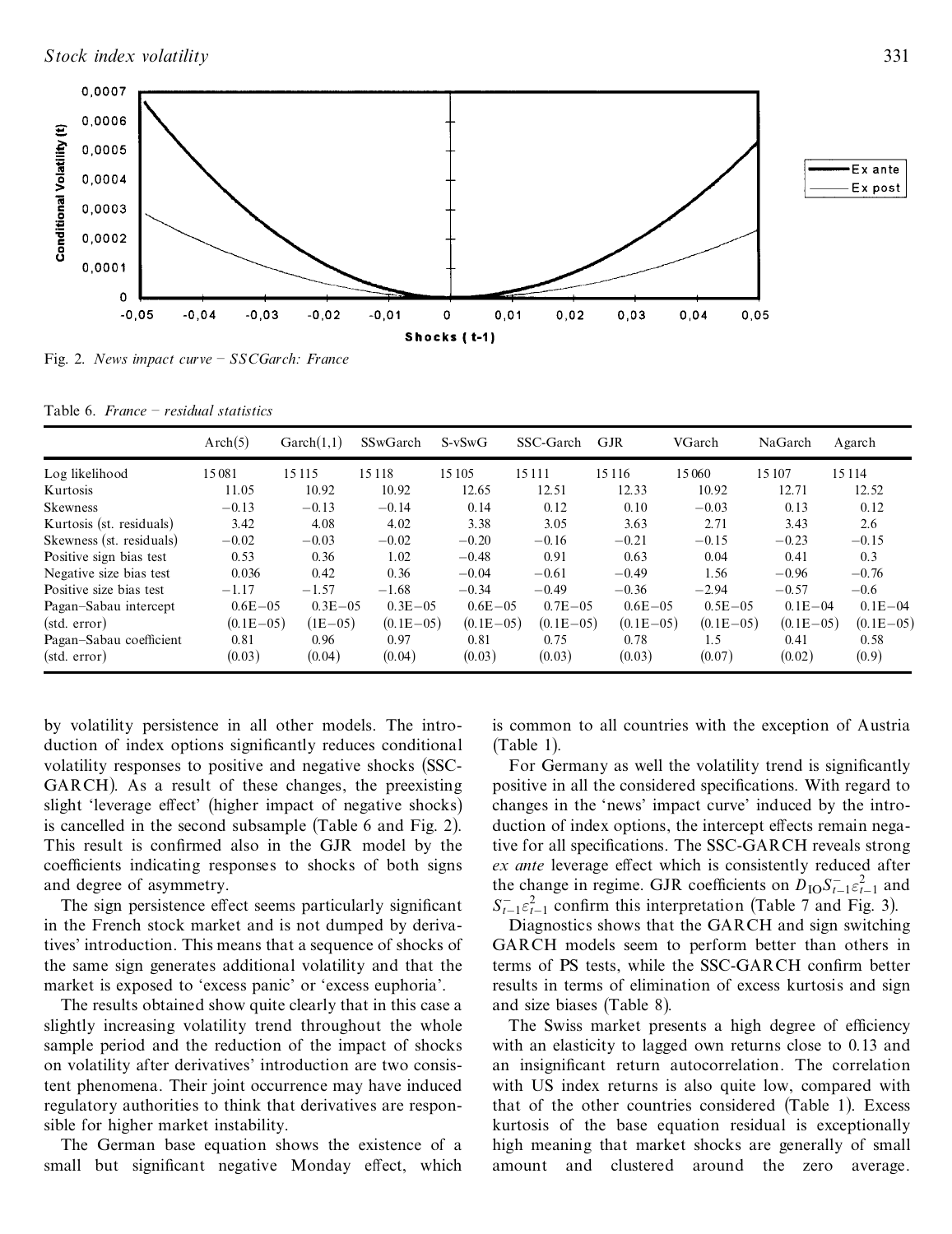Fig. 2. *News impact curve – SSCGarch: France*

Table 6. *France – residual statistics*

| | Arch(5) | Garch(1,1) | SSwGarch | S-vSwG | SSC-Garch | GJR | VGarch | NaGarch | Agarch |
|---|---|---|---|---|---|---|---|---|---|
| Log likelihood | 15 081 | 15 115 | 15 118 | 15 105 | 15 111 | 15 116 | 15 060 | 15 107 | 15 114 |
| Kurtosis | 11.05 | 10.92 | 10.92 | 12.65 | 12.51 | 12.33 | 10.92 | 12.71 | 12.52 |
| Skewness | −0.13 | −0.13 | −0.14 | 0.14 | 0.12 | 0.10 | −0.03 | 0.13 | 0.12 |
| Kurtosis (st. residuals) | 3.42 | 4.08 | 4.02 | 3.38 | 3.05 | 3.63 | 2.71 | 3.43 | 2.6 |
| Skewness (st. residuals) | −0.02 | −0.03 | −0.02 | −0.20 | −0.16 | −0.21 | −0.15 | −0.23 | −0.15 |
| Positive sign bias test | 0.53 | 0.36 | 1.02 | −0.48 | 0.91 | 0.63 | 0.04 | 0.41 | 0.3 |
| Negative size bias test | 0.036 | 0.42 | 0.36 | −0.04 | −0.61 | −0.49 | 1.56 | −0.96 | −0.76 |
| Positive size bias test | −1.17 | −1.57 | −1.68 | −0.34 | −0.49 | −0.36 | −2.94 | −0.57 | −0.6 |
| Pagan–Sabau intercept | 0.6E−05 | 0.3E−05 | 0.3E−05 | 0.6E−05 | 0.7E−05 | 0.6E−05 | 0.5E−05 | 0.1E−04 | 0.1E−04 |
| (std. error) | (0.1E−05) | (1E−05) | (0.1E−05) | (0.1E−05) | (0.1E−05) | (0.1E−05) | (0.1E−05) | (0.1E−05) | (0.1E−05) |
| Pagan–Sabau coefficient | 0.81 | 0.96 | 0.97 | 0.81 | 0.75 | 0.78 | 1.5 | 0.41 | 0.58 |
| (std. error) | (0.03) | (0.04) | (0.04) | (0.03) | (0.03) | (0.03) | (0.07) | (0.02) | (0.9) |

by volatility persistence in all other models. The introduction of index options significantly reduces conditional volatility responses to positive and negative shocks (SSC-GARCH). As a result of these changes, the preexisting slight 'leverage effect' (higher impact of negative shocks) is cancelled in the second subsample (Table 6 and Fig. 2). This result is confirmed also in the GJR model by the coefficients indicating responses to shocks of both signs and degree of asymmetry.

The sign persistence effect seems particularly significant in the French stock market and is not dumped by derivatives' introduction. This means that a sequence of shocks of the same sign generates additional volatility and that the market is exposed to 'excess panic' or 'excess euphoria'.

The results obtained show quite clearly that in this case a slightly increasing volatility trend throughout the whole sample period and the reduction of the impact of shocks on volatility after derivatives' introduction are two consistent phenomena. Their joint occurrence may have induced regulatory authorities to think that derivatives are responsible for higher market instability.

The German base equation shows the existence of a small but significant negative Monday effect, which is common to all countries with the exception of Austria (Table 1).

For Germany as well the volatility trend is significantly positive in all the considered specifications. With regard to changes in the 'news' impact curve' induced by the introduction of index options, the intercept effects remain negative for all specifications. The SSC-GARCH reveals strong *ex ante* leverage effect which is consistently reduced after the change in regime. GJR coefficients on $D_{IO}S^{-}_{t-1}\varepsilon^{2}_{t-1}$ and $S^{-}_{t-1}\varepsilon^{2}_{t-1}$ confirm this interpretation (Table 7 and Fig. 3).

Diagnostics shows that the GARCH and sign switching GARCH models seem to perform better than others in terms of PS tests, while the SSC-GARCH confirm better results in terms of elimination of excess kurtosis and sign and size biases (Table 8).

The Swiss market presents a high degree of efficiency with an elasticity to lagged own returns close to 0.13 and an insignificant return autocorrelation. The correlation with US index returns is also quite low, compared with that of the other countries considered (Table 1). Excess kurtosis of the base equation residual is exceptionally high meaning that market shocks are generally of small amount and clustered around the zero average.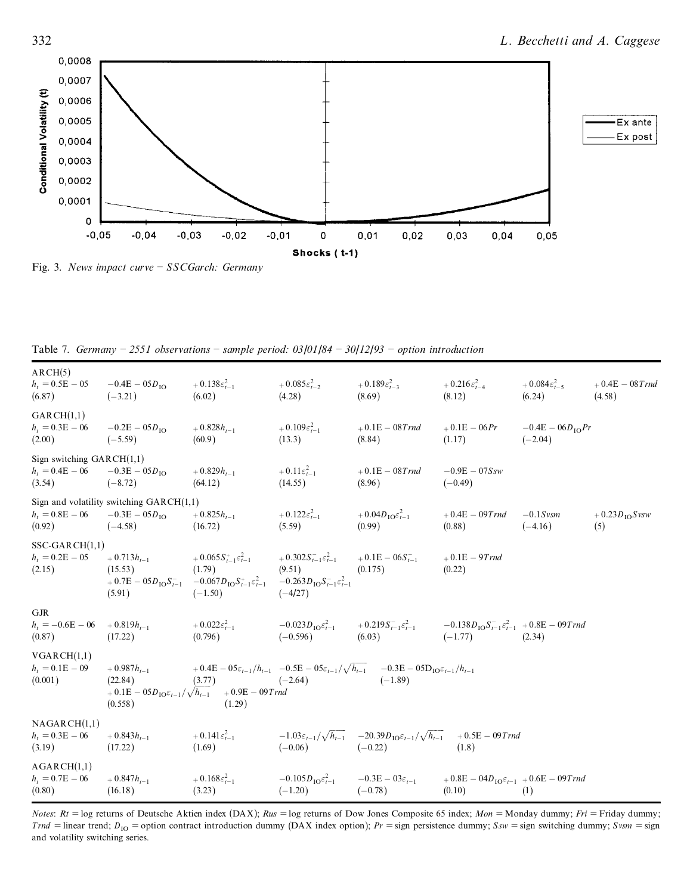Fig. 3. *News impact curve – SSCGarch: Germany*

Table 7. *Germany – 2551 observations – sample period: 03/01/84 – 30/12/93 – option introduction*

| | | | | | | | |
|---|---|---|---|---|---|---|---|
| ARCH(5) | | | | | | | |
| $h_t = 0.5E-05$ | $-0.4E-05D_{IO}$ | $+0.138\varepsilon_{t-1}^2$ | $+0.085\varepsilon_{t-2}^2$ | $+0.189\varepsilon_{t-3}^2$ | $+0.216\varepsilon_{t-4}^2$ | $+0.084\varepsilon_{t-5}^2$ | $+0.4E-08Trnd$ |
| (6.87) | (−3.21) | (6.02) | (4.28) | (8.69) | (8.12) | (6.24) | (4.58) |
| GARCH(1,1) | | | | | | | |
| $h_t = 0.3E-06$ | $-0.2E-05D_{IO}$ | $+0.828h_{t-1}$ | $+0.109\varepsilon_{t-1}^2$ | $+0.1E-08Trnd$ | $+0.1E-06Pr$ | $-0.4E-06D_{IO}Pr$ | |
| (2.00) | (−5.59) | (60.9) | (13.3) | (8.84) | (1.17) | (−2.04) | |
| Sign switching GARCH(1,1) | | | | | | | |
| $h_t = 0.4E-06$ | $-0.3E-05D_{IO}$ | $+0.829h_{t-1}$ | $+0.11\varepsilon_{t-1}^2$ | $+0.1E-08Trnd$ | $-0.9E-07Ssw$ | | |
| (3.54) | (−8.72) | (64.12) | (14.55) | (8.96) | (−0.49) | | |
| Sign and volatility switching GARCH(1,1) | | | | | | | |
| $h_t = 0.8E-06$ | $-0.3E-05D_{IO}$ | $+0.825h_{t-1}$ | $+0.122\varepsilon_{t-1}^2$ | $+0.04D_{IO}\varepsilon_{t-1}^2$ | $+0.4E-09Trnd$ | $-0.1Svsm$ | $+0.23D_{IO}Svsw$ |
| (0.92) | (−4.58) | (16.72) | (5.59) | (0.99) | (0.88) | (−4.16) | (5) |
| SSC-GARCH(1,1) | | | | | | | |
| $h_t = 0.2E-05$ | $+0.713h_{t-1}$ | $+0.065S_{t-1}^{+}\varepsilon_{t-1}^2$ | $+0.302S_{t-1}^{-}\varepsilon_{t-1}^2$ | $+0.1E-06S_{t-1}^{-}$ | $+0.1E-9Trnd$ | | |
| (2.15) | (15.53) | (1.79) | (9.51) | (0.175) | (0.22) | | |
| | $+0.7E-05D_{IO}S_{t-1}^{-}$ | $-0.067D_{IO}S_{t-1}^{+}\varepsilon_{t-1}^2$ | $-0.263D_{IO}S_{t-1}^{-}\varepsilon_{t-1}^2$ | | | | |
| | (5.91) | (−1.50) | (−4/27) | | | | |
| GJR | | | | | | | |
| $h_t = -0.6E-06$ | $+0.819h_{t-1}$ | $+0.022\varepsilon_{t-1}^2$ | $-0.023D_{IO}\varepsilon_{t-1}^2$ | $+0.219S_{t-1}^{-}\varepsilon_{t-1}^2$ | $-0.138D_{IO}S_{t-1}^{-}\varepsilon_{t-1}^2$ | $+0.8E-09Trnd$ | |
| (0.87) | (17.22) | (0.796) | (−0.596) | (6.03) | (−1.77) | (2.34) | |
| VGARCH(1,1) | | | | | | | |
| $h_t = 0.1E-09$ | $+0.987h_{t-1}$ | $+0.4E-05\varepsilon_{t-1}/h_{t-1}$ | $-0.5E-05\varepsilon_{t-1}/\sqrt{h_{t-1}}$ | $-0.3E-05D_{IO}\varepsilon_{t-1}/h_{t-1}$ | | | |
| (0.001) | (22.84) | (3.77) | (−2.64) | (−1.89) | | | |
| | $+0.1E-05D_{IO}\varepsilon_{t-1}/\sqrt{h_{t-1}}$ | $+0.9E-09Trnd$ | | | | | |
| | (0.558) | (1.29) | | | | | |
| NAGARCH(1,1) | | | | | | | |
| $h_t = 0.3E-06$ | $+0.843h_{t-1}$ | $+0.141\varepsilon_{t-1}^2$ | $-1.03\varepsilon_{t-1}/\sqrt{h_{t-1}}$ | $-20.39D_{IO}\varepsilon_{t-1}/\sqrt{h_{t-1}}$ | $+0.5E-09Trnd$ | | |
| (3.19) | (17.22) | (1.69) | (−0.06) | (−0.22) | (1.8) | | |
| AGARCH(1,1) | | | | | | | |
| $h_t = 0.7E-06$ | $+0.847h_{t-1}$ | $+0.168\varepsilon_{t-1}^2$ | $-0.105D_{IO}\varepsilon_{t-1}^2$ | $-0.3E-03\varepsilon_{t-1}$ | $+0.8E-04D_{IO}\varepsilon_{t-1}$ | $+0.6E-09Trnd$ | |
| (0.80) | (16.18) | (3.23) | (−1.20) | (−0.78) | (0.10) | (1) | |

*Notes*: *Rt* = log returns of Deutsche Aktien index (DAX); *Rus* = log returns of Dow Jones Composite 65 index; *Mon* = Monday dummy; *Fri* = Friday dummy; *Trnd* = linear trend; $D_{IO}$ = option contract introduction dummy (DAX index option); *Pr* = sign persistence dummy; *Ssw* = sign switching dummy; *Svsm* = sign and volatility switching series.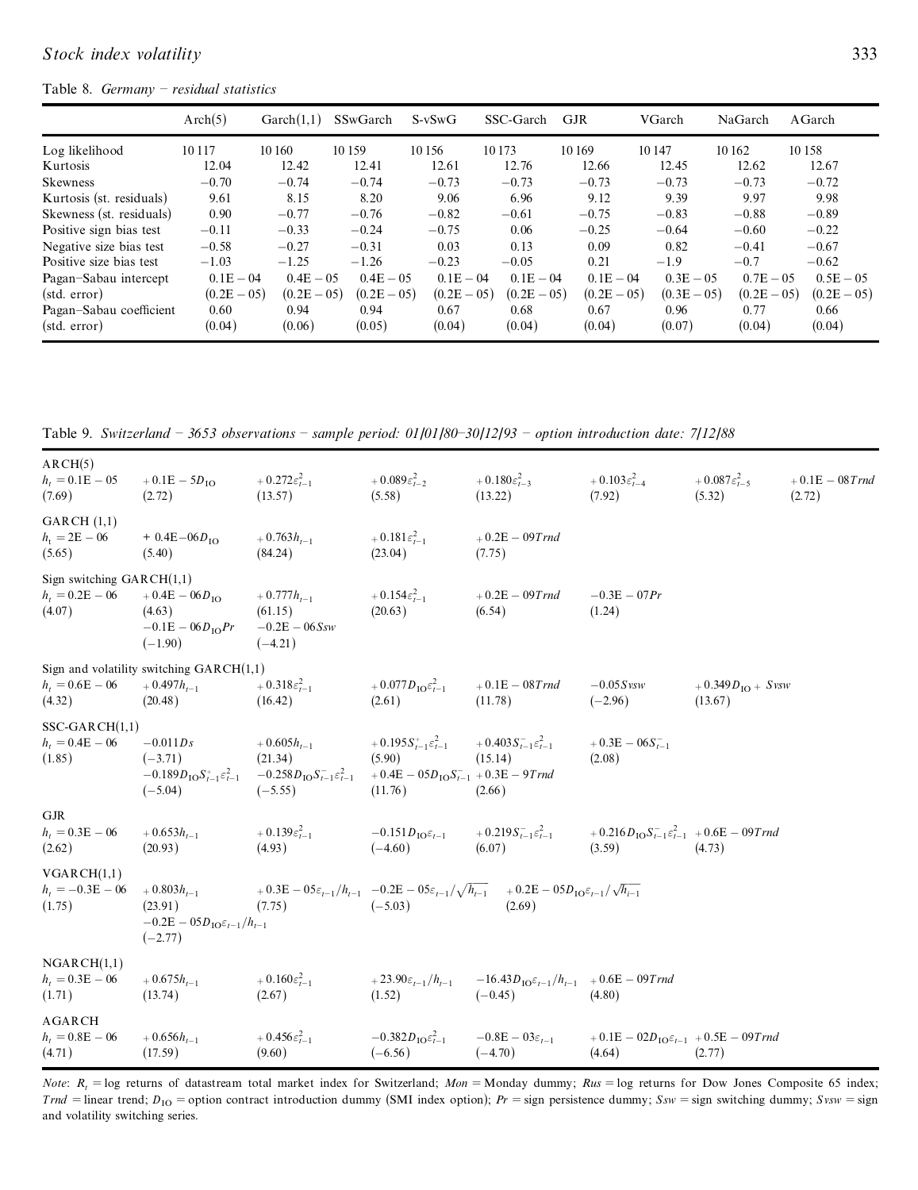Table 8. *Germany – residual statistics*

| | Arch(5) | Garch(1,1) | SSwGarch | S-vSwG | SSC-Garch | GJR | VGarch | NaGarch | AGarch |
|---|---|---|---|---|---|---|---|---|---|
| Log likelihood | 10 117 | 10 160 | 10 159 | 10 156 | 10 173 | 10 169 | 10 147 | 10 162 | 10 158 |
| Kurtosis | 12.04 | 12.42 | 12.41 | 12.61 | 12.76 | 12.66 | 12.45 | 12.62 | 12.67 |
| Skewness | −0.70 | −0.74 | −0.74 | −0.73 | −0.73 | −0.73 | −0.73 | −0.73 | −0.72 |
| Kurtosis (st. residuals) | 9.61 | 8.15 | 8.20 | 9.06 | 6.96 | 9.12 | 9.39 | 9.97 | 9.98 |
| Skewness (st. residuals) | 0.90 | −0.77 | −0.76 | −0.82 | −0.61 | −0.75 | −0.83 | −0.88 | −0.89 |
| Positive sign bias test | −0.11 | −0.33 | −0.24 | −0.75 | 0.06 | −0.25 | −0.64 | −0.60 | −0.22 |
| Negative size bias test | −0.58 | −0.27 | −0.31 | 0.03 | 0.13 | 0.09 | 0.82 | −0.41 | −0.67 |
| Positive size bias test | −1.03 | −1.25 | −1.26 | −0.23 | −0.05 | 0.21 | −1.9 | −0.7 | −0.62 |
| Pagan–Sabau intercept | 0.1E − 04 | 0.4E − 05 | 0.4E − 05 | 0.1E − 04 | 0.1E − 04 | 0.1E − 04 | 0.3E − 05 | 0.7E − 05 | 0.5E − 05 |
| (std. error) | (0.2E − 05) | (0.2E − 05) | (0.2E − 05) | (0.2E − 05) | (0.2E − 05) | (0.2E − 05) | (0.3E − 05) | (0.2E − 05) | (0.2E − 05) |
| Pagan–Sabau coefficient | 0.60 | 0.94 | 0.94 | 0.67 | 0.68 | 0.67 | 0.96 | 0.77 | 0.66 |
| (std. error) | (0.04) | (0.06) | (0.05) | (0.04) | (0.04) | (0.04) | (0.07) | (0.04) | (0.04) |

Table 9. *Switzerland – 3653 observations – sample period: 01/01/80–30/12/93 – option introduction date: 7/12/88*

| | | | | | | | |
|---|---|---|---|---|---|---|---|
| ARCH(5) | | | | | | | |
| $h_t = 0.1\text{E}-05$ | $+0.1\text{E}-5D_{\text{IO}}$ | $+0.272\varepsilon^2_{t-1}$ | $+0.089\varepsilon^2_{t-2}$ | $+0.180\varepsilon^2_{t-3}$ | $+0.103\varepsilon^2_{t-4}$ | $+0.087\varepsilon^2_{t-5}$ | $+0.1\text{E}-08\,Trnd$ |
| (7.69) | (2.72) | (13.57) | (5.58) | (13.22) | (7.92) | (5.32) | (2.72) |
| GARCH (1,1) | | | | | | | |
| $h_t = 2\text{E}-06$ | $+0.4\text{E}-06D_{\text{IO}}$ | $+0.763h_{t-1}$ | $+0.181\varepsilon^2_{t-1}$ | $+0.2\text{E}-09\,Trnd$ | | | |
| (5.65) | (5.40) | (84.24) | (23.04) | (7.75) | | | |
| Sign switching GARCH(1,1) | | | | | | | |
| $h_t = 0.2\text{E}-06$ | $+0.4\text{E}-06D_{\text{IO}}$ | $+0.777h_{t-1}$ | $+0.154\varepsilon^2_{t-1}$ | $+0.2\text{E}-09\,Trnd$ | $-0.3\text{E}-07\,Pr$ | | |
| (4.07) | (4.63) | (61.15) | (20.63) | (6.54) | (1.24) | | |
| | $-0.1\text{E}-06D_{\text{IO}}Pr$ | $-0.2\text{E}-06\,Ssw$ | | | | | |
| | (−1.90) | (−4.21) | | | | | |
| Sign and volatility switching GARCH(1,1) | | | | | | | |
| $h_t = 0.6\text{E}-06$ | $+0.497h_{t-1}$ | $+0.318\varepsilon^2_{t-1}$ | $+0.077D_{\text{IO}}\varepsilon^2_{t-1}$ | $+0.1\text{E}-08\,Trnd$ | $-0.05\,Svsw$ | $+0.349D_{\text{IO}}+\,Svsw$ | |
| (4.32) | (20.48) | (16.42) | (2.61) | (11.78) | (−2.96) | (13.67) | |
| SSC-GARCH(1,1) | | | | | | | |
| $h_t = 0.4\text{E}-06$ | $-0.011Ds$ | $+0.605h_{t-1}$ | $+0.195S^+_{t-1}\varepsilon^2_{t-1}$ | $+0.403S^-_{t-1}\varepsilon^2_{t-1}$ | $+0.3\text{E}-06S^-_{t-1}$ | | |
| (1.85) | (−3.71) | (21.34) | (5.90) | (15.14) | (2.08) | | |
| | $-0.189D_{\text{IO}}S^+_{t-1}\varepsilon^2_{t-1}$ | $-0.258D_{\text{IO}}S^-_{t-1}\varepsilon^2_{t-1}$ | $+0.4\text{E}-05D_{\text{IO}}S^-_{t-1}$ | $+0.3\text{E}-9\,Trnd$ | | | |
| | (−5.04) | (−5.55) | (11.76) | (2.66) | | | |
| GJR | | | | | | | |
| $h_t = 0.3\text{E}-06$ | $+0.653h_{t-1}$ | $+0.139\varepsilon^2_{t-1}$ | $-0.151D_{\text{IO}}\varepsilon_{t-1}$ | $+0.219S^-_{t-1}\varepsilon^2_{t-1}$ | $+0.216D_{\text{IO}}S^-_{t-1}\varepsilon^2_{t-1}$ | $+0.6\text{E}-09\,Trnd$ | |
| (2.62) | (20.93) | (4.93) | (−4.60) | (6.07) | (3.59) | (4.73) | |
| VGARCH(1,1) | | | | | | | |
| $h_t = -0.3\text{E}-06$ | $+0.803h_{t-1}$ | $+0.3\text{E}-05\varepsilon_{t-1}/h_{t-1}$ | $-0.2\text{E}-05\varepsilon_{t-1}/\sqrt{h_{t-1}}$ | $+0.2\text{E}-05D_{\text{IO}}\varepsilon_{t-1}/\sqrt{h_{t-1}}$ | | | |
| (1.75) | (23.91) | (7.75) | (−5.03) | (2.69) | | | |
| | $-0.2\text{E}-05D_{\text{IO}}\varepsilon_{t-1}/h_{t-1}$ | | | | | | |
| | (−2.77) | | | | | | |
| NGARCH(1,1) | | | | | | | |
| $h_t = 0.3\text{E}-06$ | $+0.675h_{t-1}$ | $+0.160\varepsilon^2_{t-1}$ | $+23.90\varepsilon_{t-1}/h_{t-1}$ | $-16.43D_{\text{IO}}\varepsilon_{t-1}/h_{t-1}$ | $+0.6\text{E}-09\,Trnd$ | | |
| (1.71) | (13.74) | (2.67) | (1.52) | (−0.45) | (4.80) | | |
| AGARCH | | | | | | | |
| $h_t = 0.8\text{E}-06$ | $+0.656h_{t-1}$ | $+0.456\varepsilon^2_{t-1}$ | $-0.382D_{\text{IO}}\varepsilon^2_{t-1}$ | $-0.8\text{E}-03\varepsilon_{t-1}$ | $+0.1\text{E}-02D_{\text{IO}}\varepsilon_{t-1}$ | $+0.5\text{E}-09\,Trnd$ | |
| (4.71) | (17.59) | (9.60) | (−6.56) | (−4.70) | (4.64) | (2.77) | |

*Note*: $R_t$ = log returns of datastream total market index for Switzerland; *Mon* = Monday dummy; *Rus* = log returns for Dow Jones Composite 65 index; *Trnd* = linear trend; $D_{\text{IO}}$ = option contract introduction dummy (SMI index option); *Pr* = sign persistence dummy; *Ssw* = sign switching dummy; *Svsw* = sign and volatility switching series.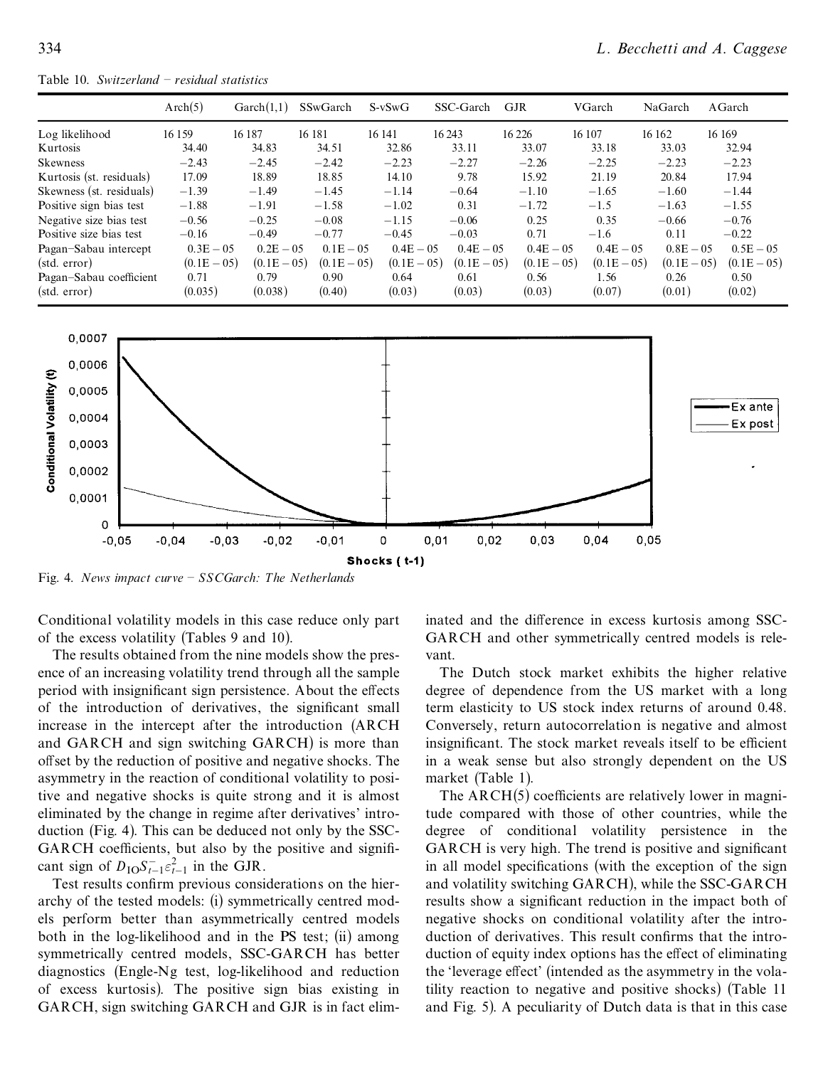Table 10. *Switzerland – residual statistics*

| | Arch(5) | Garch(1,1) | SSwGarch | S-vSwG | SSC-Garch | GJR | VGarch | NaGarch | AGarch |
|---|---|---|---|---|---|---|---|---|---|
| Log likelihood | 16 159 | 16 187 | 16 181 | 16 141 | 16 243 | 16 226 | 16 107 | 16 162 | 16 169 |
| Kurtosis | 34.40 | 34.83 | 34.51 | 32.86 | 33.11 | 33.07 | 33.18 | 33.03 | 32.94 |
| Skewness | −2.43 | −2.45 | −2.42 | −2.23 | −2.27 | −2.26 | −2.25 | −2.23 | −2.23 |
| Kurtosis (st. residuals) | 17.09 | 18.89 | 18.85 | 14.10 | 9.78 | 15.92 | 21.19 | 20.84 | 17.94 |
| Skewness (st. residuals) | −1.39 | −1.49 | −1.45 | −1.14 | −0.64 | −1.10 | −1.65 | −1.60 | −1.44 |
| Positive sign bias test | −1.88 | −1.91 | −1.58 | −1.02 | 0.31 | −1.72 | −1.5 | −1.63 | −1.55 |
| Negative size bias test | −0.56 | −0.25 | −0.08 | −1.15 | −0.06 | 0.25 | 0.35 | −0.66 | −0.76 |
| Positive size bias test | −0.16 | −0.49 | −0.77 | −0.45 | −0.03 | 0.71 | −1.6 | 0.11 | −0.22 |
| Pagan–Sabau intercept | 0.3E − 05 | 0.2E − 05 | 0.1E − 05 | 0.4E − 05 | 0.4E − 05 | 0.4E − 05 | 0.4E − 05 | 0.8E − 05 | 0.5E − 05 |
| (std. error) | (0.1E − 05) | (0.1E − 05) | (0.1E − 05) | (0.1E − 05) | (0.1E − 05) | (0.1E − 05) | (0.1E − 05) | (0.1E − 05) | (0.1E − 05) |
| Pagan–Sabau coefficient | 0.71 | 0.79 | 0.90 | 0.64 | 0.61 | 0.56 | 1.56 | 0.26 | 0.50 |
| (std. error) | (0.035) | (0.038) | (0.40) | (0.03) | (0.03) | (0.03) | (0.07) | (0.01) | (0.02) |

Fig. 4. *News impact curve – SSCGarch: The Netherlands*

Conditional volatility models in this case reduce only part of the excess volatility (Tables 9 and 10).

The results obtained from the nine models show the presence of an increasing volatility trend through all the sample period with insignificant sign persistence. About the effects of the introduction of derivatives, the significant small increase in the intercept after the introduction (ARCH and GARCH and sign switching GARCH) is more than offset by the reduction of positive and negative shocks. The asymmetry in the reaction of conditional volatility to positive and negative shocks is quite strong and it is almost eliminated by the change in regime after derivatives' introduction (Fig. 4). This can be deduced not only by the SSC-GARCH coefficients, but also by the positive and significant sign of $D_{\mathrm{IO}}S^{-}_{t-1}\varepsilon^{2}_{t-1}$ in the GJR.

Test results confirm previous considerations on the hierarchy of the tested models: (i) symmetrically centred models perform better than asymmetrically centred models both in the log-likelihood and in the PS test; (ii) among symmetrically centred models, SSC-GARCH has better diagnostics (Engle-Ng test, log-likelihood and reduction of excess kurtosis). The positive sign bias existing in GARCH, sign switching GARCH and GJR is in fact eliminated and the difference in excess kurtosis among SSC-GARCH and other symmetrically centred models is relevant.

The Dutch stock market exhibits the higher relative degree of dependence from the US market with a long term elasticity to US stock index returns of around 0.48. Conversely, return autocorrelation is negative and almost insignificant. The stock market reveals itself to be efficient in a weak sense but also strongly dependent on the US market (Table 1).

The ARCH(5) coefficients are relatively lower in magnitude compared with those of other countries, while the degree of conditional volatility persistence in the GARCH is very high. The trend is positive and significant in all model specifications (with the exception of the sign and volatility switching GARCH), while the SSC-GARCH results show a significant reduction in the impact both of negative shocks on conditional volatility after the introduction of derivatives. This result confirms that the introduction of equity index options has the effect of eliminating the 'leverage effect' (intended as the asymmetry in the volatility reaction to negative and positive shocks) (Table 11 and Fig. 5). A peculiarity of Dutch data is that in this case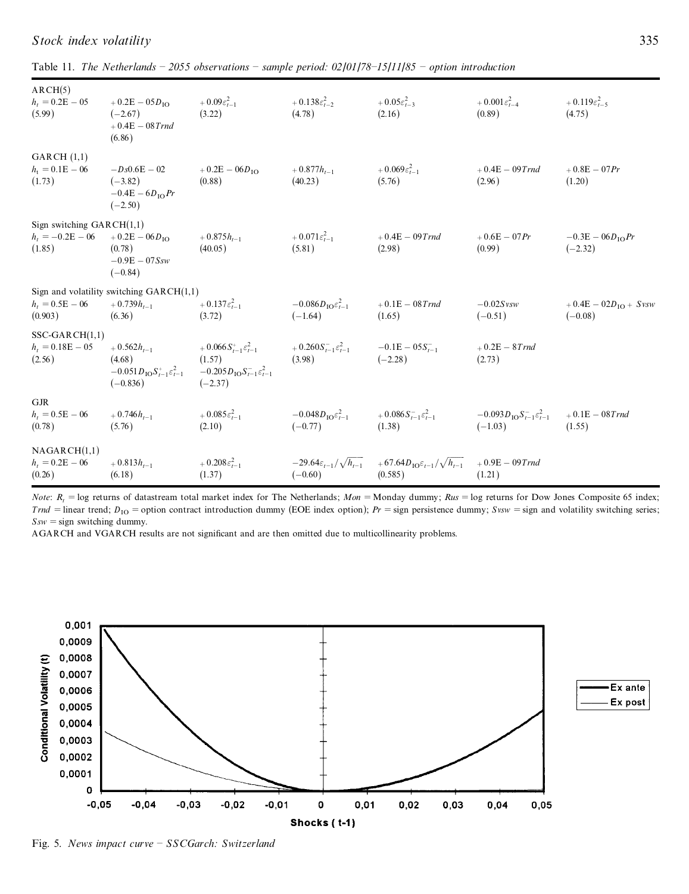Table 11. *The Netherlands – 2055 observations – sample period: 02/01/78–15/11/85 – option introduction*

| | | | | | | |
|---|---|---|---|---|---|---|
| ARCH(5) | | | | | | |
| $h_t = 0.2\text{E}-05$ | $+0.2\text{E}-05D_{\text{IO}}$ | $+0.09\varepsilon^2_{t-1}$ | $+0.138\varepsilon^2_{t-2}$ | $+0.05\varepsilon^2_{t-3}$ | $+0.001\varepsilon^2_{t-4}$ | $+0.119\varepsilon^2_{t-5}$ |
| (5.99) | (−2.67) | (3.22) | (4.78) | (2.16) | (0.89) | (4.75) |
| | $+0.4\text{E}-08Trnd$ | | | | | |
| | (6.86) | | | | | |
| GARCH (1,1) | | | | | | |
| $h_t = 0.1\text{E}-06$ | $-Ds0.6\text{E}-02$ | $+0.2\text{E}-06D_{\text{IO}}$ | $+0.877h_{t-1}$ | $+0.069\varepsilon^2_{t-1}$ | $+0.4\text{E}-09Trnd$ | $+0.8\text{E}-07Pr$ |
| (1.73) | (−3.82) | (0.88) | (40.23) | (5.76) | (2.96) | (1.20) |
| | $-0.4\text{E}-6D_{\text{IO}}Pr$ | | | | | |
| | (−2.50) | | | | | |
| Sign switching GARCH(1,1) | | | | | | |
| $h_t = -0.2\text{E}-06$ | $+0.2\text{E}-06D_{\text{IO}}$ | $+0.875h_{t-1}$ | $+0.071\varepsilon^2_{t-1}$ | $+0.4\text{E}-09Trnd$ | $+0.6\text{E}-07Pr$ | $-0.3\text{E}-06D_{\text{IO}}Pr$ |
| (1.85) | (0.78) | (40.05) | (5.81) | (2.98) | (0.99) | (−2.32) |
| | $-0.9\text{E}-07Ssw$ | | | | | |
| | (−0.84) | | | | | |
| Sign and volatility switching GARCH(1,1) | | | | | | |
| $h_t = 0.5\text{E}-06$ | $+0.739h_{t-1}$ | $+0.137\varepsilon^2_{t-1}$ | $-0.086D_{\text{IO}}\varepsilon^2_{t-1}$ | $+0.1\text{E}-08Trnd$ | $-0.02Svsw$ | $+0.4\text{E}-02D_{\text{IO}}+Svsw$ |
| (0.903) | (6.36) | (3.72) | (−1.64) | (1.65) | (−0.51) | (−0.08) |
| SSC-GARCH(1,1) | | | | | | |
| $h_t = 0.18\text{E}-05$ | $+0.562h_{t-1}$ | $+0.066S^+_{t-1}\varepsilon^2_{t-1}$ | $+0.260S^-_{t-1}\varepsilon^2_{t-1}$ | $-0.1\text{E}-05S^-_{t-1}$ | $+0.2\text{E}-8Trnd$ | |
| (2.56) | (4.68) | (1.57) | (3.98) | (−2.28) | (2.73) | |
| | $-0.051D_{\text{IO}}S^+_{t-1}\varepsilon^2_{t-1}$ | $-0.205D_{\text{IO}}S^-_{t-1}\varepsilon^2_{t-1}$ | | | | |
| | (−0.836) | (−2.37) | | | | |
| GJR | | | | | | |
| $h_t = 0.5\text{E}-06$ | $+0.746h_{t-1}$ | $+0.085\varepsilon^2_{t-1}$ | $-0.048D_{\text{IO}}\varepsilon^2_{t-1}$ | $+0.086S^-_{t-1}\varepsilon^2_{t-1}$ | $-0.093D_{\text{IO}}S^-_{t-1}\varepsilon^2_{t-1}$ | $+0.1\text{E}-08Trnd$ |
| (0.78) | (5.76) | (2.10) | (−0.77) | (1.38) | (−1.03) | (1.55) |
| NAGARCH(1,1) | | | | | | |
| $h_t = 0.2\text{E}-06$ | $+0.813h_{t-1}$ | $+0.208\varepsilon^2_{t-1}$ | $-29.64\varepsilon_{t-1}/\sqrt{h_{t-1}}$ | $+67.64D_{\text{IO}}\varepsilon_{t-1}/\sqrt{h_{t-1}}$ | $+0.9\text{E}-09Trnd$ | |
| (0.26) | (6.18) | (1.37) | (−0.60) | (0.585) | (1.21) | |

*Note*: $R_t$ = log returns of datastream total market index for The Netherlands; *Mon* = Monday dummy; *Rus* = log returns for Dow Jones Composite 65 index; *Trnd* = linear trend; $D_{\text{IO}}$ = option contract introduction dummy (EOE index option); *Pr* = sign persistence dummy; *Svsw* = sign and volatility switching series; *Ssw* = sign switching dummy.

AGARCH and VGARCH results are not significant and are then omitted due to multicollinearity problems.

Fig. 5. *News impact curve – SSCGarch: Switzerland*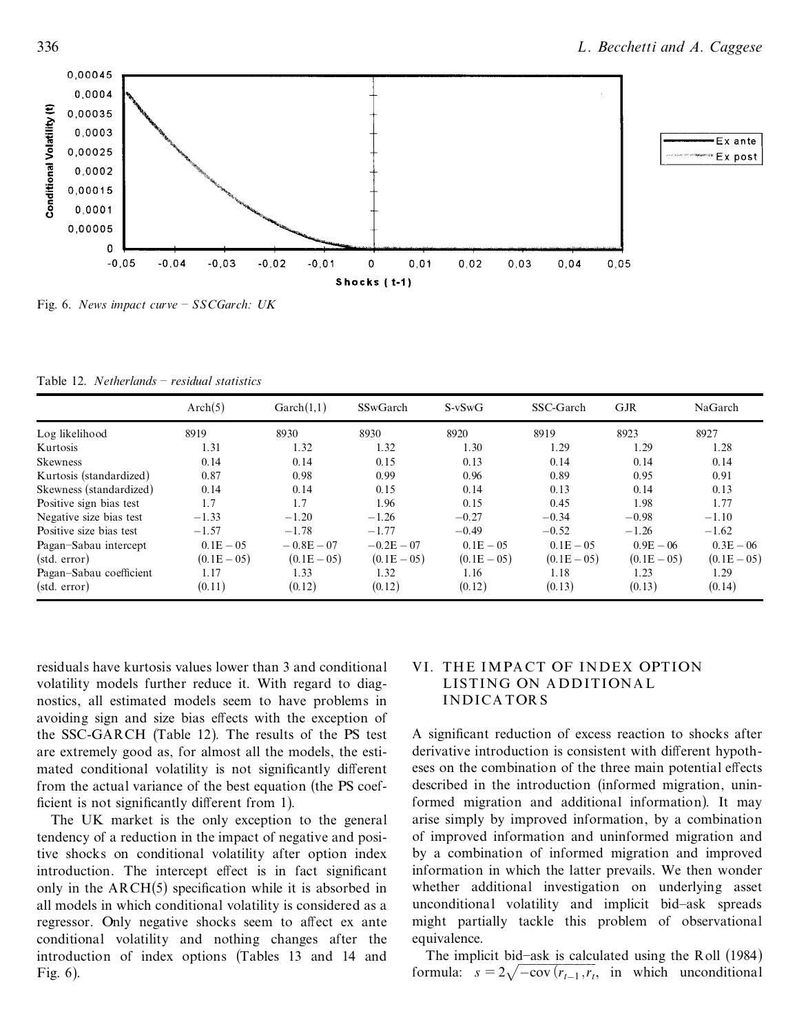Fig. 6. *News impact curve – SSCGarch: UK*

Table 12. *Netherlands – residual statistics*

| | Arch(5) | Garch(1,1) | SSwGarch | S-vSwG | SSC-Garch | GJR | NaGarch |
|---|---|---|---|---|---|---|---|
| Log likelihood | 8919 | 8930 | 8930 | 8920 | 8919 | 8923 | 8927 |
| Kurtosis | 1.31 | 1.32 | 1.32 | 1.30 | 1.29 | 1.29 | 1.28 |
| Skewness | 0.14 | 0.14 | 0.15 | 0.13 | 0.14 | 0.14 | 0.14 |
| Kurtosis (standardized) | 0.87 | 0.98 | 0.99 | 0.96 | 0.89 | 0.95 | 0.91 |
| Skewness (standardized) | 0.14 | 0.14 | 0.15 | 0.14 | 0.13 | 0.14 | 0.13 |
| Positive sign bias test | 1.7 | 1.7 | 1.96 | 0.15 | 0.45 | 1.98 | 1.77 |
| Negative size bias test | −1.33 | −1.20 | −1.26 | −0.27 | −0.34 | −0.98 | −1.10 |
| Positive size bias test | −1.57 | −1.78 | −1.77 | −0.49 | −0.52 | −1.26 | −1.62 |
| Pagan–Sabau intercept | 0.1E − 05 | − 0.8E − 07 | −0.2E − 07 | 0.1E − 05 | 0.1E − 05 | 0.9E − 06 | 0.3E − 06 |
| (std. error) | (0.1E − 05) | (0.1E − 05) | (0.1E − 05) | (0.1E − 05) | (0.1E − 05) | (0.1E − 05) | (0.1E − 05) |
| Pagan–Sabau coefficient | 1.17 | 1.33 | 1.32 | 1.16 | 1.18 | 1.23 | 1.29 |
| (std. error) | (0.11) | (0.12) | (0.12) | (0.12) | (0.13) | (0.13) | (0.14) |

residuals have kurtosis values lower than 3 and conditional volatility models further reduce it. With regard to diagnostics, all estimated models seem to have problems in avoiding sign and size bias effects with the exception of the SSC-GARCH (Table 12). The results of the PS test are extremely good as, for almost all the models, the estimated conditional volatility is not significantly different from the actual variance of the best equation (the PS coefficient is not significantly different from 1).

The UK market is the only exception to the general tendency of a reduction in the impact of negative and positive shocks on conditional volatility after option index introduction. The intercept effect is in fact significant only in the ARCH(5) specification while it is absorbed in all models in which conditional volatility is considered as a regressor. Only negative shocks seem to affect ex ante conditional volatility and nothing changes after the introduction of index options (Tables 13 and 14 and Fig. 6).

## VI. THE IMPACT OF INDEX OPTION LISTING ON ADDITIONAL INDICATORS

A significant reduction of excess reaction to shocks after derivative introduction is consistent with different hypotheses on the combination of the three main potential effects described in the introduction (informed migration, uninformed migration and additional information). It may arise simply by improved information, by a combination of improved information and uninformed migration and by a combination of informed migration and improved information in which the latter prevails. We then wonder whether additional investigation on underlying asset unconditional volatility and implicit bid–ask spreads might partially tackle this problem of observational equivalence.

The implicit bid–ask is calculated using the Roll (1984) formula: $s = 2\sqrt{-\text{cov}\,(r_{t-1}, r_t}$, in which unconditional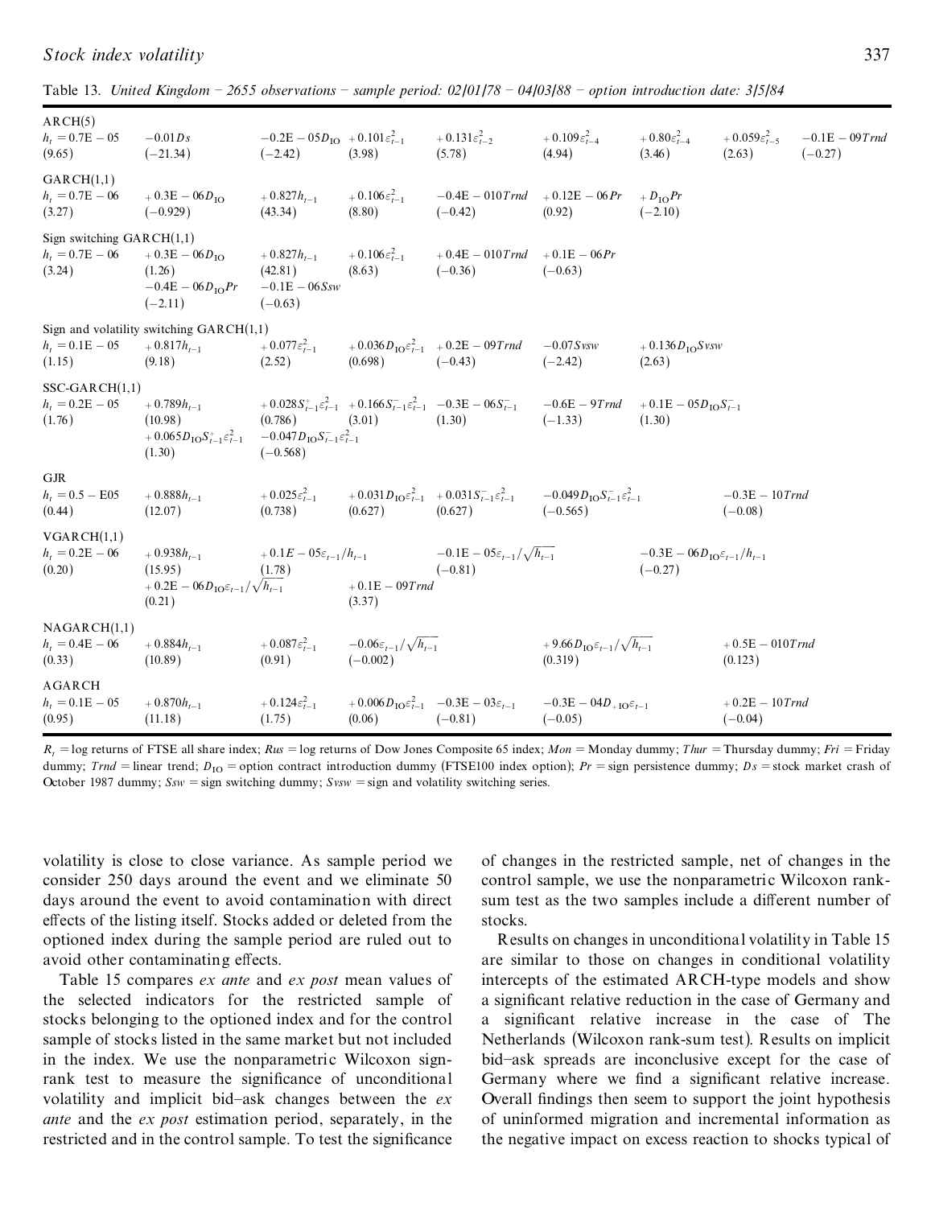Table 13. *United Kingdom – 2655 observations – sample period: 02/01/78 – 04/03/88 – option introduction date: 3/5/84*

| | | | | | | | | |
|---|---|---|---|---|---|---|---|---|
| ARCH(5) | | | | | | | | |
| $h_t = 0.7\text{E}-05$ | $-0.01Ds$ | $-0.2\text{E}-05D_{\text{IO}}$ | $+0.101\varepsilon_{t-1}^2$ | $+0.131\varepsilon_{t-2}^2$ | $+0.109\varepsilon_{t-4}^2$ | $+0.80\varepsilon_{t-4}^2$ | $+0.059\varepsilon_{t-5}^2$ | $-0.1\text{E}-09Trnd$ |
| (9.65) | (−21.34) | (−2.42) | (3.98) | (5.78) | (4.94) | (3.46) | (2.63) | (−0.27) |
| GARCH(1,1) | | | | | | | | |
| $h_t = 0.7\text{E}-06$ | $+0.3\text{E}-06D_{\text{IO}}$ | $+0.827h_{t-1}$ | $+0.106\varepsilon_{t-1}^2$ | $-0.4\text{E}-010Trnd$ | $+0.12\text{E}-06Pr$ | $+D_{\text{IO}}Pr$ | | |
| (3.27) | (−0.929) | (43.34) | (8.80) | (−0.42) | (0.92) | (−2.10) | | |
| Sign switching GARCH(1,1) | | | | | | | | |
| $h_t = 0.7\text{E}-06$ | $+0.3\text{E}-06D_{\text{IO}}$ | $+0.827h_{t-1}$ | $+0.106\varepsilon_{t-1}^2$ | $+0.4\text{E}-010Trnd$ | $+0.1\text{E}-06Pr$ | | | |
| (3.24) | (1.26) | (42.81) | (8.63) | (−0.36) | (−0.63) | | | |
| | $-0.4\text{E}-06D_{\text{IO}}Pr$ | $-0.1\text{E}-06Ssw$ | | | | | | |
| | (−2.11) | (−0.63) | | | | | | |
| Sign and volatility switching GARCH(1,1) | | | | | | | | |
| $h_t = 0.1\text{E}-05$ | $+0.817h_{t-1}$ | $+0.077\varepsilon_{t-1}^2$ | $+0.036D_{\text{IO}}\varepsilon_{t-1}^2$ | $+0.2\text{E}-09Trnd$ | $-0.07Svsw$ | $+0.136D_{\text{IO}}Svsw$ | | |
| (1.15) | (9.18) | (2.52) | (0.698) | (−0.43) | (−2.42) | (2.63) | | |
| SSC-GARCH(1,1) | | | | | | | | |
| $h_t = 0.2\text{E}-05$ | $+0.789h_{t-1}$ | $+0.028S_{t-1}^{+}\varepsilon_{t-1}^2$ | $+0.166S_{t-1}^{-}\varepsilon_{t-1}^2$ | $-0.3\text{E}-06S_{t-1}^{-}$ | $-0.6\text{E}-9Trnd$ | $+0.1\text{E}-05D_{\text{IO}}S_{t-1}^{-}$ | | |
| (1.76) | (10.98) | (0.786) | (3.01) | (1.30) | (−1.33) | (1.30) | | |
| | $+0.065D_{\text{IO}}S_{t-1}^{+}\varepsilon_{t-1}^2$ | $-0.047D_{\text{IO}}S_{t-1}^{-}\varepsilon_{t-1}^2$ | | | | | | |
| | (1.30) | (−0.568) | | | | | | |
| GJR | | | | | | | | |
| $h_t = 0.5-\text{E}05$ | $+0.888h_{t-1}$ | $+0.025\varepsilon_{t-1}^2$ | $+0.031D_{\text{IO}}\varepsilon_{t-1}^2$ | $+0.031S_{t-1}^{-}\varepsilon_{t-1}^2$ | $-0.049D_{\text{IO}}S_{t-1}^{-}\varepsilon_{t-1}^2$ | | $-0.3\text{E}-10Trnd$ | |
| (0.44) | (12.07) | (0.738) | (0.627) | (0.627) | (−0.565) | | (−0.08) | |
| VGARCH(1,1) | | | | | | | | |
| $h_t = 0.2\text{E}-06$ | $+0.938h_{t-1}$ | $+0.1E-05\varepsilon_{t-1}/h_{t-1}$ | | $-0.1\text{E}-05\varepsilon_{t-1}/\sqrt{h_{t-1}}$ | | $-0.3\text{E}-06D_{\text{IO}}\varepsilon_{t-1}/h_{t-1}$ | | |
| (0.20) | (15.95) | (1.78) | | (−0.81) | | (−0.27) | | |
| | $+0.2\text{E}-06D_{\text{IO}}\varepsilon_{t-1}/\sqrt{h_{t-1}}$ | | $+0.1\text{E}-09Trnd$ | | | | | |
| | (0.21) | | (3.37) | | | | | |
| NAGARCH(1,1) | | | | | | | | |
| $h_t = 0.4\text{E}-06$ | $+0.884h_{t-1}$ | $+0.087\varepsilon_{t-1}^2$ | $-0.06\varepsilon_{t-1}/\sqrt{h_{t-1}}$ | | $+9.66D_{\text{IO}}\varepsilon_{t-1}/\sqrt{h_{t-1}}$ | | $+0.5\text{E}-010Trnd$ | |
| (0.33) | (10.89) | (0.91) | (−0.002) | | (0.319) | | (0.123) | |
| AGARCH | | | | | | | | |
| $h_t = 0.1\text{E}-05$ | $+0.870h_{t-1}$ | $+0.124\varepsilon_{t-1}^2$ | $+0.006D_{\text{IO}}\varepsilon_{t-1}^2$ | $-0.3\text{E}-03\varepsilon_{t-1}$ | $-0.3\text{E}-04D_{+\text{IO}}\varepsilon_{t-1}$ | | $+0.2\text{E}-10Trnd$ | |
| (0.95) | (11.18) | (1.75) | (0.06) | (−0.81) | (−0.05) | | (−0.04) | |

$R_t$ = log returns of FTSE all share index; *Rus* = log returns of Dow Jones Composite 65 index; *Mon* = Monday dummy; *Thur* = Thursday dummy; *Fri* = Friday dummy; *Trnd* = linear trend; $D_{\text{IO}}$ = option contract introduction dummy (FTSE100 index option); *Pr* = sign persistence dummy; *Ds* = stock market crash of October 1987 dummy; *Ssw* = sign switching dummy; *Svsw* = sign and volatility switching series.

volatility is close to close variance. As sample period we consider 250 days around the event and we eliminate 50 days around the event to avoid contamination with direct effects of the listing itself. Stocks added or deleted from the optioned index during the sample period are ruled out to avoid other contaminating effects.

Table 15 compares *ex ante* and *ex post* mean values of the selected indicators for the restricted sample of stocks belonging to the optioned index and for the control sample of stocks listed in the same market but not included in the index. We use the nonparametric Wilcoxon sign-rank test to measure the significance of unconditional volatility and implicit bid–ask changes between the *ex ante* and the *ex post* estimation period, separately, in the restricted and in the control sample. To test the significance of changes in the restricted sample, net of changes in the control sample, we use the nonparametric Wilcoxon rank-sum test as the two samples include a different number of stocks.

Results on changes in unconditional volatility in Table 15 are similar to those on changes in conditional volatility intercepts of the estimated ARCH-type models and show a significant relative reduction in the case of Germany and a significant relative increase in the case of The Netherlands (Wilcoxon rank-sum test). Results on implicit bid–ask spreads are inconclusive except for the case of Germany where we find a significant relative increase. Overall findings then seem to support the joint hypothesis of uninformed migration and incremental information as the negative impact on excess reaction to shocks typical of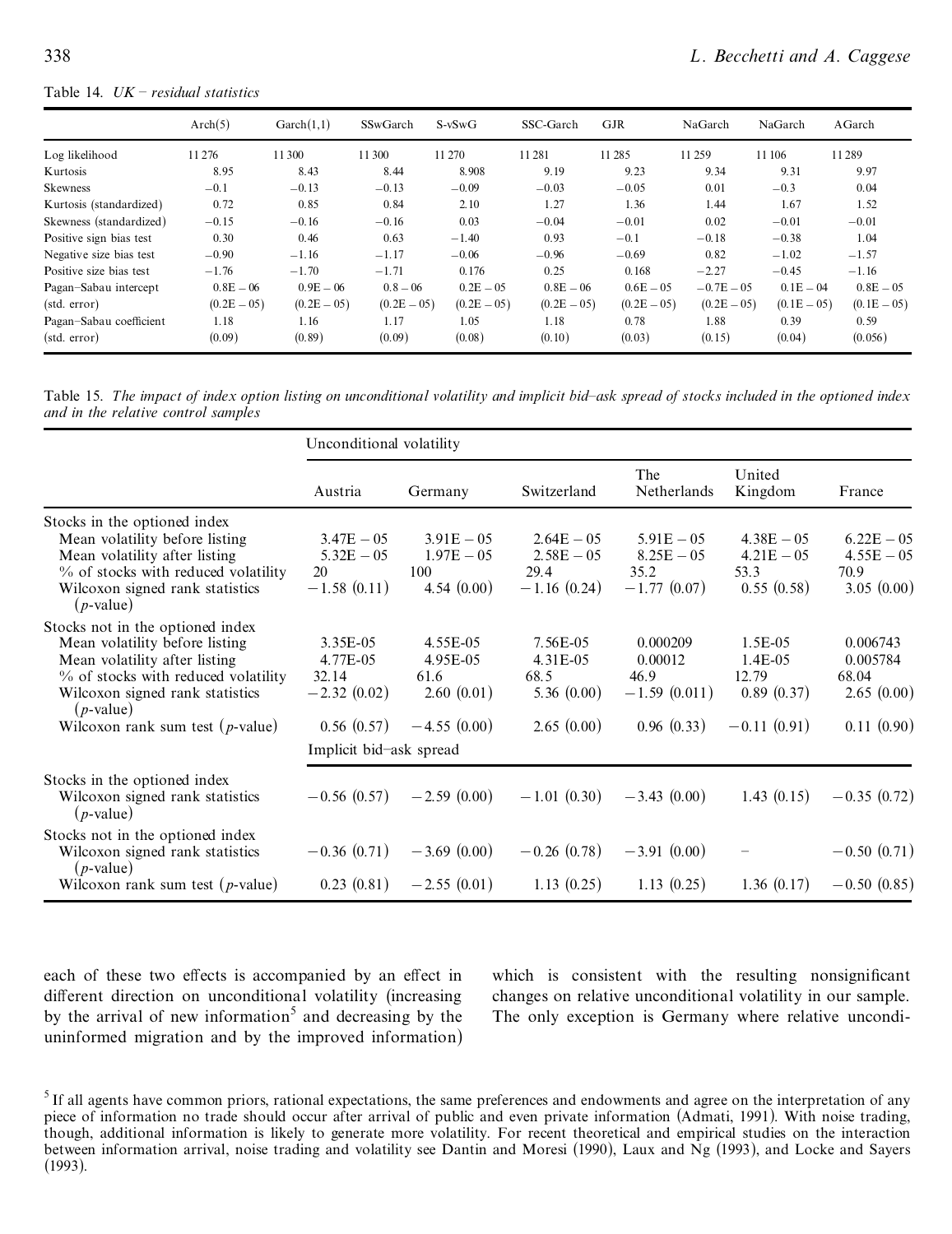Table 14. *UK – residual statistics*

| | Arch(5) | Garch(1,1) | SSwGarch | S-vSwG | SSC-Garch | GJR | NaGarch | NaGarch | AGarch |
|---|---|---|---|---|---|---|---|---|---|
| Log likelihood | 11 276 | 11 300 | 11 300 | 11 270 | 11 281 | 11 285 | 11 259 | 11 106 | 11 289 |
| Kurtosis | 8.95 | 8.43 | 8.44 | 8.908 | 9.19 | 9.23 | 9.34 | 9.31 | 9.97 |
| Skewness | −0.1 | −0.13 | −0.13 | −0.09 | −0.03 | −0.05 | 0.01 | −0.3 | 0.04 |
| Kurtosis (standardized) | 0.72 | 0.85 | 0.84 | 2.10 | 1.27 | 1.36 | 1.44 | 1.67 | 1.52 |
| Skewness (standardized) | −0.15 | −0.16 | −0.16 | 0.03 | −0.04 | −0.01 | 0.02 | −0.01 | −0.01 |
| Positive sign bias test | 0.30 | 0.46 | 0.63 | −1.40 | 0.93 | −0.1 | −0.18 | −0.38 | 1.04 |
| Negative size bias test | −0.90 | −1.16 | −1.17 | −0.06 | −0.96 | −0.69 | 0.82 | −1.02 | −1.57 |
| Positive size bias test | −1.76 | −1.70 | −1.71 | 0.176 | 0.25 | 0.168 | −2.27 | −0.45 | −1.16 |
| Pagan–Sabau intercept | 0.8E − 06 | 0.9E − 06 | 0.8 − 06 | 0.2E − 05 | 0.8E − 06 | 0.6E − 05 | −0.7E − 05 | 0.1E − 04 | 0.8E − 05 |
| (std. error) | (0.2E − 05) | (0.2E − 05) | (0.2E − 05) | (0.2E − 05) | (0.2E − 05) | (0.2E − 05) | (0.2E − 05) | (0.1E − 05) | (0.1E − 05) |
| Pagan–Sabau coefficient | 1.18 | 1.16 | 1.17 | 1.05 | 1.18 | 0.78 | 1.88 | 0.39 | 0.59 |
| (std. error) | (0.09) | (0.89) | (0.09) | (0.08) | (0.10) | (0.03) | (0.15) | (0.04) | (0.056) |

Table 15. *The impact of index option listing on unconditional volatility and implicit bid–ask spread of stocks included in the optioned index and in the relative control samples*

| | Unconditional volatility | | | | | |
|---|---|---|---|---|---|---|
| | Austria | Germany | Switzerland | The Netherlands | United Kingdom | France |
| Stocks in the optioned index | | | | | | |
| Mean volatility before listing | 3.47E − 05 | 3.91E − 05 | 2.64E − 05 | 5.91E − 05 | 4.38E − 05 | 6.22E − 05 |
| Mean volatility after listing | 5.32E − 05 | 1.97E − 05 | 2.58E − 05 | 8.25E − 05 | 4.21E − 05 | 4.55E − 05 |
| % of stocks with reduced volatility | 20 | 100 | 29.4 | 35.2 | 53.3 | 70.9 |
| Wilcoxon signed rank statistics ($p$-value) | −1.58 (0.11) | 4.54 (0.00) | −1.16 (0.24) | −1.77 (0.07) | 0.55 (0.58) | 3.05 (0.00) |
| Stocks not in the optioned index | | | | | | |
| Mean volatility before listing | 3.35E-05 | 4.55E-05 | 7.56E-05 | 0.000209 | 1.5E-05 | 0.006743 |
| Mean volatility after listing | 4.77E-05 | 4.95E-05 | 4.31E-05 | 0.00012 | 1.4E-05 | 0.005784 |
| % of stocks with reduced volatility | 32.14 | 61.6 | 68.5 | 46.9 | 12.79 | 68.04 |
| Wilcoxon signed rank statistics ($p$-value) | −2.32 (0.02) | 2.60 (0.01) | 5.36 (0.00) | −1.59 (0.011) | 0.89 (0.37) | 2.65 (0.00) |
| Wilcoxon rank sum test ($p$-value) | 0.56 (0.57) | −4.55 (0.00) | 2.65 (0.00) | 0.96 (0.33) | −0.11 (0.91) | 0.11 (0.90) |
| | Implicit bid–ask spread | | | | | |
| Stocks in the optioned index | | | | | | |
| Wilcoxon signed rank statistics ($p$-value) | −0.56 (0.57) | −2.59 (0.00) | −1.01 (0.30) | −3.43 (0.00) | 1.43 (0.15) | −0.35 (0.72) |
| Stocks not in the optioned index | | | | | | |
| Wilcoxon signed rank statistics ($p$-value) | −0.36 (0.71) | −3.69 (0.00) | −0.26 (0.78) | −3.91 (0.00) | – | −0.50 (0.71) |
| Wilcoxon rank sum test ($p$-value) | 0.23 (0.81) | −2.55 (0.01) | 1.13 (0.25) | 1.13 (0.25) | 1.36 (0.17) | −0.50 (0.85) |

each of these two effects is accompanied by an effect in different direction on unconditional volatility (increasing by the arrival of new information[5] and decreasing by the uninformed migration and by the improved information) which is consistent with the resulting nonsignificant changes on relative unconditional volatility in our sample. The only exception is Germany where relative uncondi-

[5] If all agents have common priors, rational expectations, the same preferences and endowments and agree on the interpretation of any piece of information no trade should occur after arrival of public and even private information (Admati, 1991). With noise trading, though, additional information is likely to generate more volatility. For recent theoretical and empirical studies on the interaction between information arrival, noise trading and volatility see Dantin and Moresi (1990), Laux and Ng (1993), and Locke and Sayers (1993).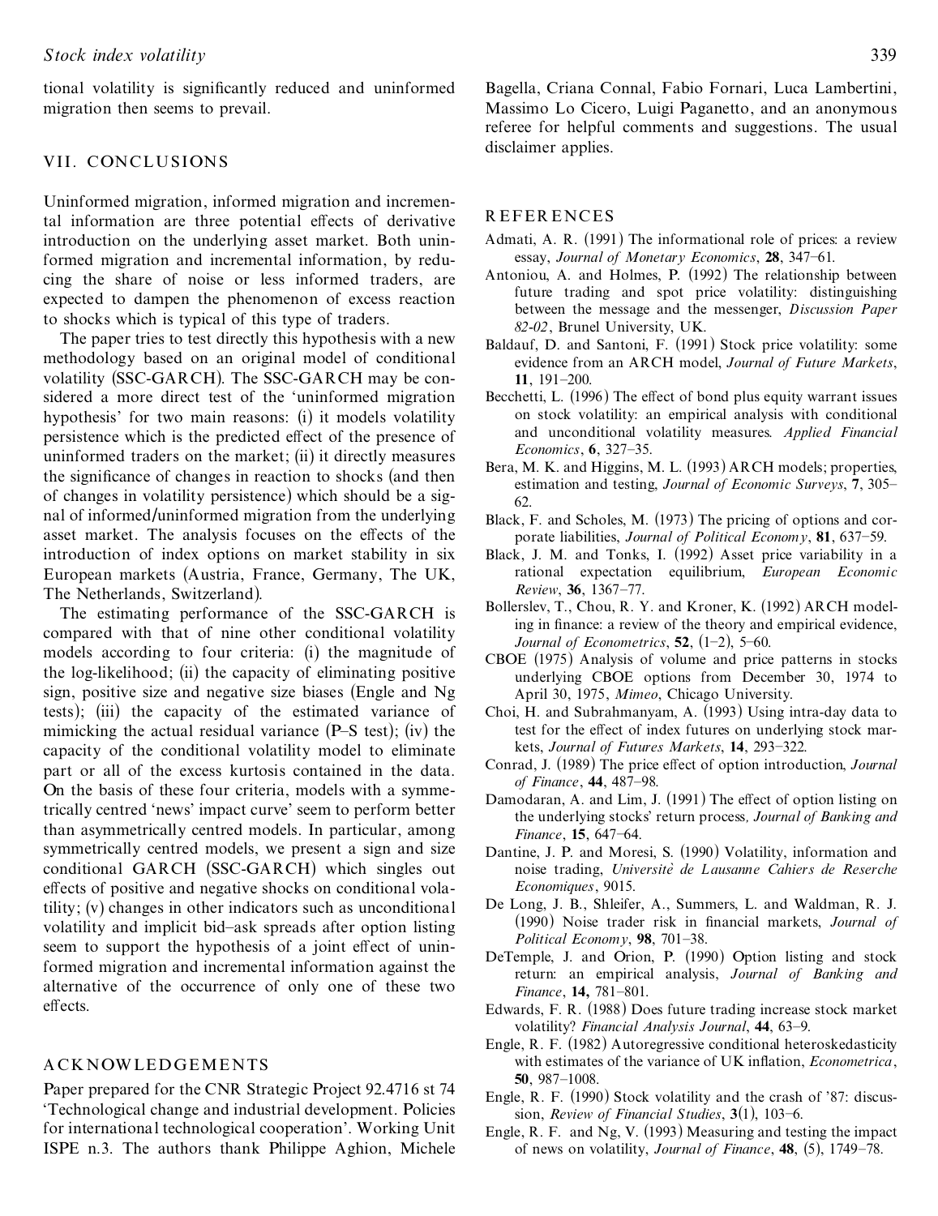tional volatility is significantly reduced and uninformed migration then seems to prevail.

## VII. CONCLUSIONS

Uninformed migration, informed migration and incremental information are three potential effects of derivative introduction on the underlying asset market. Both uninformed migration and incremental information, by reducing the share of noise or less informed traders, are expected to dampen the phenomenon of excess reaction to shocks which is typical of this type of traders.

The paper tries to test directly this hypothesis with a new methodology based on an original model of conditional volatility (SSC-GARCH). The SSC-GARCH may be considered a more direct test of the 'uninformed migration hypothesis' for two main reasons: (i) it models volatility persistence which is the predicted effect of the presence of uninformed traders on the market; (ii) it directly measures the significance of changes in reaction to shocks (and then of changes in volatility persistence) which should be a signal of informed/uninformed migration from the underlying asset market. The analysis focuses on the effects of the introduction of index options on market stability in six European markets (Austria, France, Germany, The UK, The Netherlands, Switzerland).

The estimating performance of the SSC-GARCH is compared with that of nine other conditional volatility models according to four criteria: (i) the magnitude of the log-likelihood; (ii) the capacity of eliminating positive sign, positive size and negative size biases (Engle and Ng tests); (iii) the capacity of the estimated variance of mimicking the actual residual variance (P–S test); (iv) the capacity of the conditional volatility model to eliminate part or all of the excess kurtosis contained in the data. On the basis of these four criteria, models with a symmetrically centred 'news' impact curve' seem to perform better than asymmetrically centred models. In particular, among symmetrically centred models, we present a sign and size conditional GARCH (SSC-GARCH) which singles out effects of positive and negative shocks on conditional volatility; (v) changes in other indicators such as unconditional volatility and implicit bid–ask spreads after option listing seem to support the hypothesis of a joint effect of uninformed migration and incremental information against the alternative of the occurrence of only one of these two effects.

## ACKNOWLEDGEMENTS

Paper prepared for the CNR Strategic Project 92.4716 st 74 'Technological change and industrial development. Policies for international technological cooperation'. Working Unit ISPE n.3. The authors thank Philippe Aghion, Michele Bagella, Criana Connal, Fabio Fornari, Luca Lambertini, Massimo Lo Cicero, Luigi Paganetto, and an anonymous referee for helpful comments and suggestions. The usual disclaimer applies.

## REFERENCES

Admati, A. R. (1991) The informational role of prices: a review essay, *Journal of Monetary Economics*, **28**, 347–61.

Antoniou, A. and Holmes, P. (1992) The relationship between future trading and spot price volatility: distinguishing between the message and the messenger, *Discussion Paper 82-02*, Brunel University, UK.

Baldauf, D. and Santoni, F. (1991) Stock price volatility: some evidence from an ARCH model, *Journal of Future Markets*, **11**, 191–200.

Becchetti, L. (1996) The effect of bond plus equity warrant issues on stock volatility: an empirical analysis with conditional and unconditional volatility measures. *Applied Financial Economics*, **6**, 327–35.

Bera, M. K. and Higgins, M. L. (1993) ARCH models; properties, estimation and testing, *Journal of Economic Surveys*, **7**, 305–62.

Black, F. and Scholes, M. (1973) The pricing of options and corporate liabilities, *Journal of Political Economy*, **81**, 637–59.

Black, J. M. and Tonks, I. (1992) Asset price variability in a rational expectation equilibrium, *European Economic Review*, **36**, 1367–77.

Bollerslev, T., Chou, R. Y. and Kroner, K. (1992) ARCH modeling in finance: a review of the theory and empirical evidence, *Journal of Econometrics*, **52**, (1–2), 5–60.

CBOE (1975) Analysis of volume and price patterns in stocks underlying CBOE options from December 30, 1974 to April 30, 1975, *Mimeo*, Chicago University.

Choi, H. and Subrahmanyam, A. (1993) Using intra-day data to test for the effect of index futures on underlying stock markets, *Journal of Futures Markets*, **14**, 293–322.

Conrad, J. (1989) The price effect of option introduction, *Journal of Finance*, **44**, 487–98.

Damodaran, A. and Lim, J. (1991) The effect of option listing on the underlying stocks' return process, *Journal of Banking and Finance*, **15**, 647–64.

Dantine, J. P. and Moresi, S. (1990) Volatility, information and noise trading, *Universitè de Lausanne Cahiers de Reserche Economiques*, 9015.

De Long, J. B., Shleifer, A., Summers, L. and Waldman, R. J. (1990) Noise trader risk in financial markets, *Journal of Political Economy*, **98**, 701–38.

DeTemple, J. and Orion, P. (1990) Option listing and stock return: an empirical analysis, *Journal of Banking and Finance*, **14,** 781–801.

Edwards, F. R. (1988) Does future trading increase stock market volatility? *Financial Analysis Journal*, **44**, 63–9.

Engle, R. F. (1982) Autoregressive conditional heteroskedasticity with estimates of the variance of UK inflation, *Econometrica*, **50**, 987–1008.

Engle, R. F. (1990) Stock volatility and the crash of '87: discussion, *Review of Financial Studies*, **3**(1), 103–6.

Engle, R. F. and Ng, V. (1993) Measuring and testing the impact of news on volatility, *Journal of Finance*, **48**, (5), 1749–78.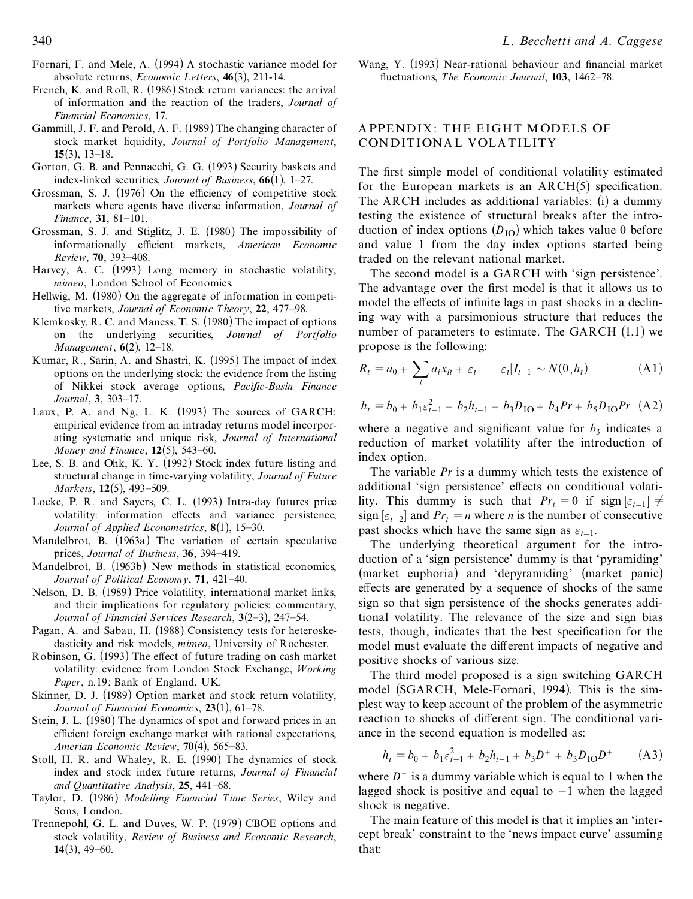Fornari, F. and Mele, A. (1994) A stochastic variance model for absolute returns, *Economic Letters*, **46**(3), 211-14.

French, K. and Roll, R. (1986) Stock return variances: the arrival of information and the reaction of the traders, *Journal of Financial Economics*, 17.

Gammill, J. F. and Perold, A. F. (1989) The changing character of stock market liquidity, *Journal of Portfolio Management*, **15**(3), 13–18.

Gorton, G. B. and Pennacchi, G. G. (1993) Security baskets and index-linked securities, *Journal of Business*, **66**(1), 1–27.

Grossman, S. J. (1976) On the efficiency of competitive stock markets where agents have diverse information, *Journal of Finance*, **31**, 81–101.

Grossman, S. J. and Stiglitz, J. E. (1980) The impossibility of informationally efficient markets, *American Economic Review*, **70**, 393–408.

Harvey, A. C. (1993) Long memory in stochastic volatility, *mimeo*, London School of Economics.

Hellwig, M. (1980) On the aggregate of information in competitive markets, *Journal of Economic Theory*, **22**, 477–98.

Klemkosky, R. C. and Maness, T. S. (1980) The impact of options on the underlying securities, *Journal of Portfolio Management*, **6**(2), 12–18.

Kumar, R., Sarin, A. and Shastri, K. (1995) The impact of index options on the underlying stock: the evidence from the listing of Nikkei stock average options, *Pacific-Basin Finance Journal*, **3**, 303–17.

Laux, P. A. and Ng, L. K. (1993) The sources of GARCH: empirical evidence from an intraday returns model incorporating systematic and unique risk, *Journal of International Money and Finance*, **12**(5), 543–60.

Lee, S. B. and Ohk, K. Y. (1992) Stock index future listing and structural change in time-varying volatility, *Journal of Future Markets*, **12**(5), 493–509.

Locke, P. R. and Sayers, C. L. (1993) Intra-day futures price volatility: information effects and variance persistence, *Journal of Applied Econometrics*, **8**(1), 15–30.

Mandelbrot, B. (1963a) The variation of certain speculative prices, *Journal of Business*, **36**, 394–419.

Mandelbrot, B. (1963b) New methods in statistical economics, *Journal of Political Economy*, **71**, 421–40.

Nelson, D. B. (1989) Price volatility, international market links, and their implications for regulatory policies: commentary, *Journal of Financial Services Research*, **3**(2–3), 247–54.

Pagan, A. and Sabau, H. (1988) Consistency tests for heteroskedasticity and risk models, *mimeo*, University of Rochester.

Robinson, G. (1993) The effect of future trading on cash market volatility: evidence from London Stock Exchange, *Working Paper*, n.19; Bank of England, UK.

Skinner, D. J. (1989) Option market and stock return volatility, *Journal of Financial Economics*, **23**(1), 61–78.

Stein, J. L. (1980) The dynamics of spot and forward prices in an efficient foreign exchange market with rational expectations, *Amerian Economic Review*, **70**(4), 565–83.

Stoll, H. R. and Whaley, R. E. (1990) The dynamics of stock index and stock index future returns, *Journal of Financial and Quantitative Analysis*, **25**, 441–68.

Taylor, D. (1986) *Modelling Financial Time Series*, Wiley and Sons, London.

Trennepohl, G. L. and Duves, W. P. (1979) CBOE options and stock volatility, *Review of Business and Economic Research*, **14**(3), 49–60.

Wang, Y. (1993) Near-rational behaviour and financial market fluctuations, *The Economic Journal*, **103**, 1462–78.

## APPENDIX: THE EIGHT MODELS OF CONDITIONAL VOLATILITY

The first simple model of conditional volatility estimated for the European markets is an ARCH(5) specification. The ARCH includes as additional variables: (i) a dummy testing the existence of structural breaks after the introduction of index options ($D_{\mathrm{IO}}$) which takes value 0 before and value 1 from the day index options started being traded on the relevant national market.

The second model is a GARCH with 'sign persistence'. The advantage over the first model is that it allows us to model the effects of infinite lags in past shocks in a declining way with a parsimonious structure that reduces the number of parameters to estimate. The GARCH (1,1) we propose is the following:

$$R_t = a_0 + \sum_i a_i x_{it} + \varepsilon_t \qquad \varepsilon_t | I_{t-1} \sim N(0, h_t) \tag{A1}$$

$$h_t = b_0 + b_1 \varepsilon_{t-1}^2 + b_2 h_{t-1} + b_3 D_{\mathrm{IO}} + b_4 Pr + b_5 D_{\mathrm{IO}} Pr \tag{A2}$$

where a negative and significant value for $b_3$ indicates a reduction of market volatility after the introduction of index option.

The variable $Pr$ is a dummy which tests the existence of additional 'sign persistence' effects on conditional volatility. This dummy is such that $Pr_t = 0$ if $\mathrm{sign}[\varepsilon_{t-1}] \neq \mathrm{sign}[\varepsilon_{t-2}]$ and $Pr_t = n$ where $n$ is the number of consecutive past shocks which have the same sign as $\varepsilon_{t-1}$.

The underlying theoretical argument for the introduction of a 'sign persistence' dummy is that 'pyramiding' (market euphoria) and 'depyramiding' (market panic) effects are generated by a sequence of shocks of the same sign so that sign persistence of the shocks generates additional volatility. The relevance of the size and sign bias tests, though, indicates that the best specification for the model must evaluate the different impacts of negative and positive shocks of various size.

The third model proposed is a sign switching GARCH model (SGARCH, Mele-Fornari, 1994). This is the simplest way to keep account of the problem of the asymmetric reaction to shocks of different sign. The conditional variance in the second equation is modelled as:

$$h_t = b_0 + b_1 \varepsilon_{t-1}^2 + b_2 h_{t-1} + b_3 D^+ + b_3 D_{\mathrm{IO}} D^+ \tag{A3}$$

where $D^+$ is a dummy variable which is equal to 1 when the lagged shock is positive and equal to $-1$ when the lagged shock is negative.

The main feature of this model is that it implies an 'intercept break' constraint to the 'news impact curve' assuming that: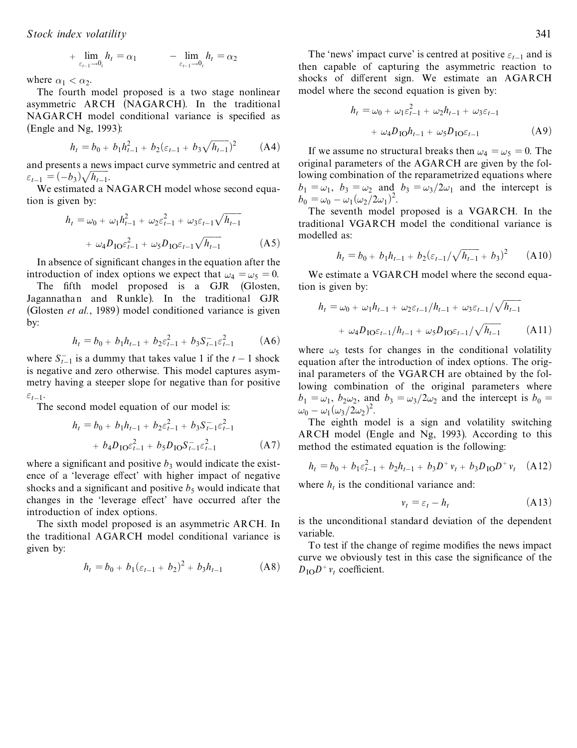$$+\lim_{\varepsilon_{t-1}\to 0_t} h_t = \alpha_1 \qquad -\lim_{\varepsilon_{t-1}\to 0_t} h_t = \alpha_2$$

where $\alpha_1 < \alpha_2$.

The fourth model proposed is a two stage nonlinear asymmetric ARCH (NAGARCH). In the traditional NAGARCH model conditional variance is specified as (Engle and Ng, 1993):

$$h_t = b_0 + b_1 h_{t-1}^2 + b_2(\varepsilon_{t-1} + b_3\sqrt{h_{t-1}})^2 \tag{A4}$$

and presents a news impact curve symmetric and centred at $\varepsilon_{t-1} = (-b_3)\sqrt{h_{t-1}}$.

We estimated a NAGARCH model whose second equation is given by:

$$h_t = \omega_0 + \omega_1 h_{t-1}^2 + \omega_2 \varepsilon_{t-1}^2 + \omega_3 \varepsilon_{t-1}\sqrt{h_{t-1}} + \omega_4 D_{\text{IO}}\varepsilon_{t-1}^2 + \omega_5 D_{\text{IO}}\varepsilon_{t-1}\sqrt{h_{t-1}} \tag{A5}$$

In absence of significant changes in the equation after the introduction of index options we expect that $\omega_4 = \omega_5 = 0$.

The fifth model proposed is a GJR (Glosten, Jagannathan and Runkle). In the traditional GJR (Glosten *et al.*, 1989) model conditioned variance is given by:

$$h_t = b_0 + b_1 h_{t-1} + b_2 \varepsilon_{t-1}^2 + b_3 S_{t-1}^- \varepsilon_{t-1}^2 \tag{A6}$$

where $S_{t-1}^-$ is a dummy that takes value 1 if the $t-1$ shock is negative and zero otherwise. This model captures asymmetry having a steeper slope for negative than for positive $\varepsilon_{t-1}$.

The second model equation of our model is:

$$h_t = b_0 + b_1 h_{t-1} + b_2 \varepsilon_{t-1}^2 + b_3 S_{t-1}^- \varepsilon_{t-1}^2 + b_4 D_{\text{IO}}\varepsilon_{t-1}^2 + b_5 D_{\text{IO}} S_{t-1}^- \varepsilon_{t-1}^2 \tag{A7}$$

where a significant and positive $b_3$ would indicate the existence of a 'leverage effect' with higher impact of negative shocks and a significant and positive $b_5$ would indicate that changes in the 'leverage effect' have occurred after the introduction of index options.

The sixth model proposed is an asymmetric ARCH. In the traditional AGARCH model conditional variance is given by:

$$h_t = b_0 + b_1(\varepsilon_{t-1} + b_2)^2 + b_3 h_{t-1} \tag{A8}$$

The 'news' impact curve' is centred at positive $\varepsilon_{t-1}$ and is then capable of capturing the asymmetric reaction to shocks of different sign. We estimate an AGARCH model where the second equation is given by:

$$h_t = \omega_0 + \omega_1 \varepsilon_{t-1}^2 + \omega_2 h_{t-1} + \omega_3 \varepsilon_{t-1} + \omega_4 D_{\text{IO}} h_{t-1} + \omega_5 D_{\text{IO}} \varepsilon_{t-1} \tag{A9}$$

If we assume no structural breaks then $\omega_4 = \omega_5 = 0$. The original parameters of the AGARCH are given by the following combination of the reparametrized equations where $b_1 = \omega_1$, $b_3 = \omega_2$ and $b_3 = \omega_3/2\omega_1$ and the intercept is $b_0 = \omega_0 - \omega_1(\omega_2/2\omega_1)^2$.

The seventh model proposed is a VGARCH. In the traditional VGARCH model the conditional variance is modelled as:

$$h_t = b_0 + b_1 h_{t-1} + b_2(\varepsilon_{t-1}/\sqrt{h_{t-1}} + b_3)^2 \tag{A10}$$

We estimate a VGARCH model where the second equation is given by:

$$h_t = \omega_0 + \omega_1 h_{t-1} + \omega_2 \varepsilon_{t-1}/h_{t-1} + \omega_3 \varepsilon_{t-1}/\sqrt{h_{t-1}} + \omega_4 D_{\text{IO}} \varepsilon_{t-1}/h_{t-1} + \omega_5 D_{\text{IO}} \varepsilon_{t-1}/\sqrt{h_{t-1}} \tag{A11}$$

where $\omega_5$ tests for changes in the conditional volatility equation after the introduction of index options. The original parameters of the VGARCH are obtained by the following combination of the original parameters where $b_1 = \omega_1$, $b_2\omega_2$, and $b_3 = \omega_3/2\omega_2$ and the intercept is $b_0 = \omega_0 - \omega_1(\omega_3/2\omega_2)^2$.

The eighth model is a sign and volatility switching ARCH model (Engle and Ng, 1993). According to this method the estimated equation is the following:

$$h_t = b_0 + b_1 \varepsilon_{t-1}^2 + b_2 h_{t-1} + b_3 D^+ v_t + b_3 D_{\text{IO}} D^+ v_t \tag{A12}$$

where $h_t$ is the conditional variance and:

$$v_t = \varepsilon_t - h_t \tag{A13}$$

is the unconditional standard deviation of the dependent variable.

To test if the change of regime modifies the news impact curve we obviously test in this case the significance of the $D_{\text{IO}} D^+ v_t$ coefficient.